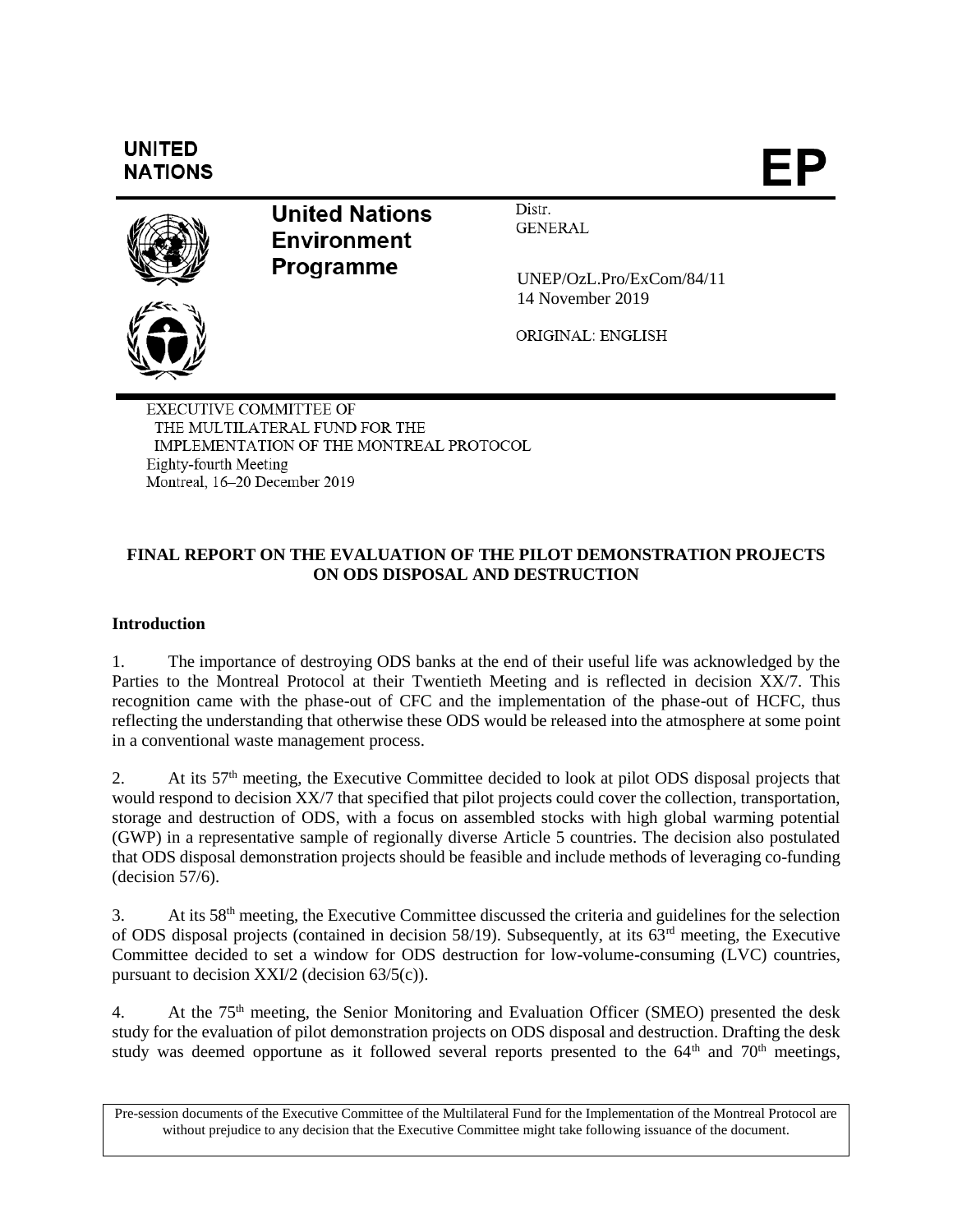UNITED NATIONS

EP

**United Nations Environment Programme**

Distr.
GENERAL

UNEP/OzL.Pro/ExCom/84/11
14 November 2019

ORIGINAL: ENGLISH

EXECUTIVE COMMITTEE OF
THE MULTILATERAL FUND FOR THE
IMPLEMENTATION OF THE MONTREAL PROTOCOL
Eighty-fourth Meeting
Montreal, 16–20 December 2019

**FINAL REPORT ON THE EVALUATION OF THE PILOT DEMONSTRATION PROJECTS ON ODS DISPOSAL AND DESTRUCTION**

**Introduction**

1. The importance of destroying ODS banks at the end of their useful life was acknowledged by the Parties to the Montreal Protocol at their Twentieth Meeting and is reflected in decision XX/7. This recognition came with the phase-out of CFC and the implementation of the phase-out of HCFC, thus reflecting the understanding that otherwise these ODS would be released into the atmosphere at some point in a conventional waste management process.

2. At its 57th meeting, the Executive Committee decided to look at pilot ODS disposal projects that would respond to decision XX/7 that specified that pilot projects could cover the collection, transportation, storage and destruction of ODS, with a focus on assembled stocks with high global warming potential (GWP) in a representative sample of regionally diverse Article 5 countries. The decision also postulated that ODS disposal demonstration projects should be feasible and include methods of leveraging co-funding (decision 57/6).

3. At its 58th meeting, the Executive Committee discussed the criteria and guidelines for the selection of ODS disposal projects (contained in decision 58/19). Subsequently, at its 63rd meeting, the Executive Committee decided to set a window for ODS destruction for low-volume-consuming (LVC) countries, pursuant to decision XXI/2 (decision 63/5(c)).

4. At the 75th meeting, the Senior Monitoring and Evaluation Officer (SMEO) presented the desk study for the evaluation of pilot demonstration projects on ODS disposal and destruction. Drafting the desk study was deemed opportune as it followed several reports presented to the 64th and 70th meetings,

Pre-session documents of the Executive Committee of the Multilateral Fund for the Implementation of the Montreal Protocol are without prejudice to any decision that the Executive Committee might take following issuance of the document.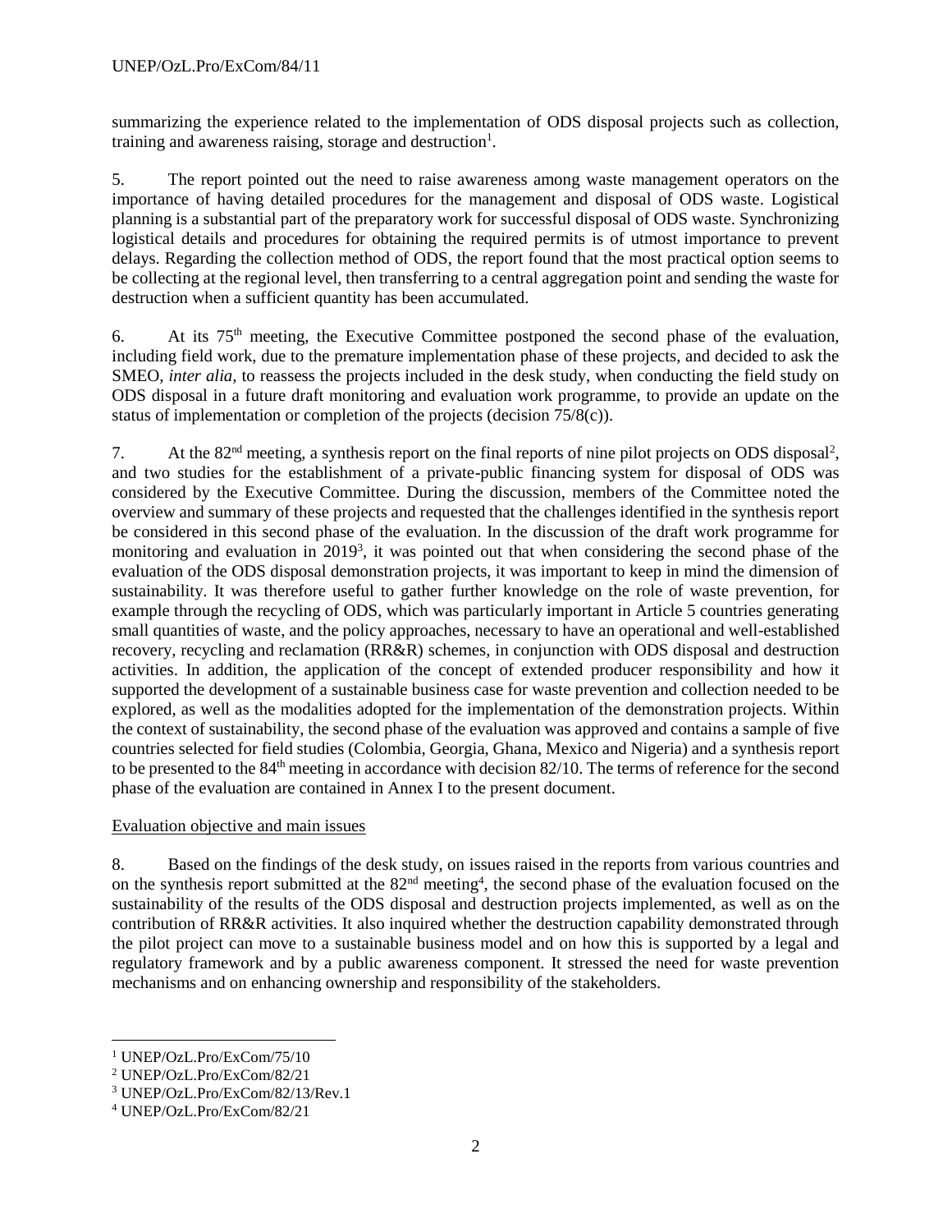summarizing the experience related to the implementation of ODS disposal projects such as collection, training and awareness raising, storage and destruction[1].

5. The report pointed out the need to raise awareness among waste management operators on the importance of having detailed procedures for the management and disposal of ODS waste. Logistical planning is a substantial part of the preparatory work for successful disposal of ODS waste. Synchronizing logistical details and procedures for obtaining the required permits is of utmost importance to prevent delays. Regarding the collection method of ODS, the report found that the most practical option seems to be collecting at the regional level, then transferring to a central aggregation point and sending the waste for destruction when a sufficient quantity has been accumulated.

6. At its 75th meeting, the Executive Committee postponed the second phase of the evaluation, including field work, due to the premature implementation phase of these projects, and decided to ask the SMEO, *inter alia*, to reassess the projects included in the desk study, when conducting the field study on ODS disposal in a future draft monitoring and evaluation work programme, to provide an update on the status of implementation or completion of the projects (decision 75/8(c)).

7. At the 82nd meeting, a synthesis report on the final reports of nine pilot projects on ODS disposal[2], and two studies for the establishment of a private-public financing system for disposal of ODS was considered by the Executive Committee. During the discussion, members of the Committee noted the overview and summary of these projects and requested that the challenges identified in the synthesis report be considered in this second phase of the evaluation. In the discussion of the draft work programme for monitoring and evaluation in 2019[3], it was pointed out that when considering the second phase of the evaluation of the ODS disposal demonstration projects, it was important to keep in mind the dimension of sustainability. It was therefore useful to gather further knowledge on the role of waste prevention, for example through the recycling of ODS, which was particularly important in Article 5 countries generating small quantities of waste, and the policy approaches, necessary to have an operational and well-established recovery, recycling and reclamation (RR&R) schemes, in conjunction with ODS disposal and destruction activities. In addition, the application of the concept of extended producer responsibility and how it supported the development of a sustainable business case for waste prevention and collection needed to be explored, as well as the modalities adopted for the implementation of the demonstration projects. Within the context of sustainability, the second phase of the evaluation was approved and contains a sample of five countries selected for field studies (Colombia, Georgia, Ghana, Mexico and Nigeria) and a synthesis report to be presented to the 84th meeting in accordance with decision 82/10. The terms of reference for the second phase of the evaluation are contained in Annex I to the present document.

## Evaluation objective and main issues

8. Based on the findings of the desk study, on issues raised in the reports from various countries and on the synthesis report submitted at the 82nd meeting[4], the second phase of the evaluation focused on the sustainability of the results of the ODS disposal and destruction projects implemented, as well as on the contribution of RR&R activities. It also inquired whether the destruction capability demonstrated through the pilot project can move to a sustainable business model and on how this is supported by a legal and regulatory framework and by a public awareness component. It stressed the need for waste prevention mechanisms and on enhancing ownership and responsibility of the stakeholders.

---

[1] UNEP/OzL.Pro/ExCom/75/10

[2] UNEP/OzL.Pro/ExCom/82/21

[3] UNEP/OzL.Pro/ExCom/82/13/Rev.1

[4] UNEP/OzL.Pro/ExCom/82/21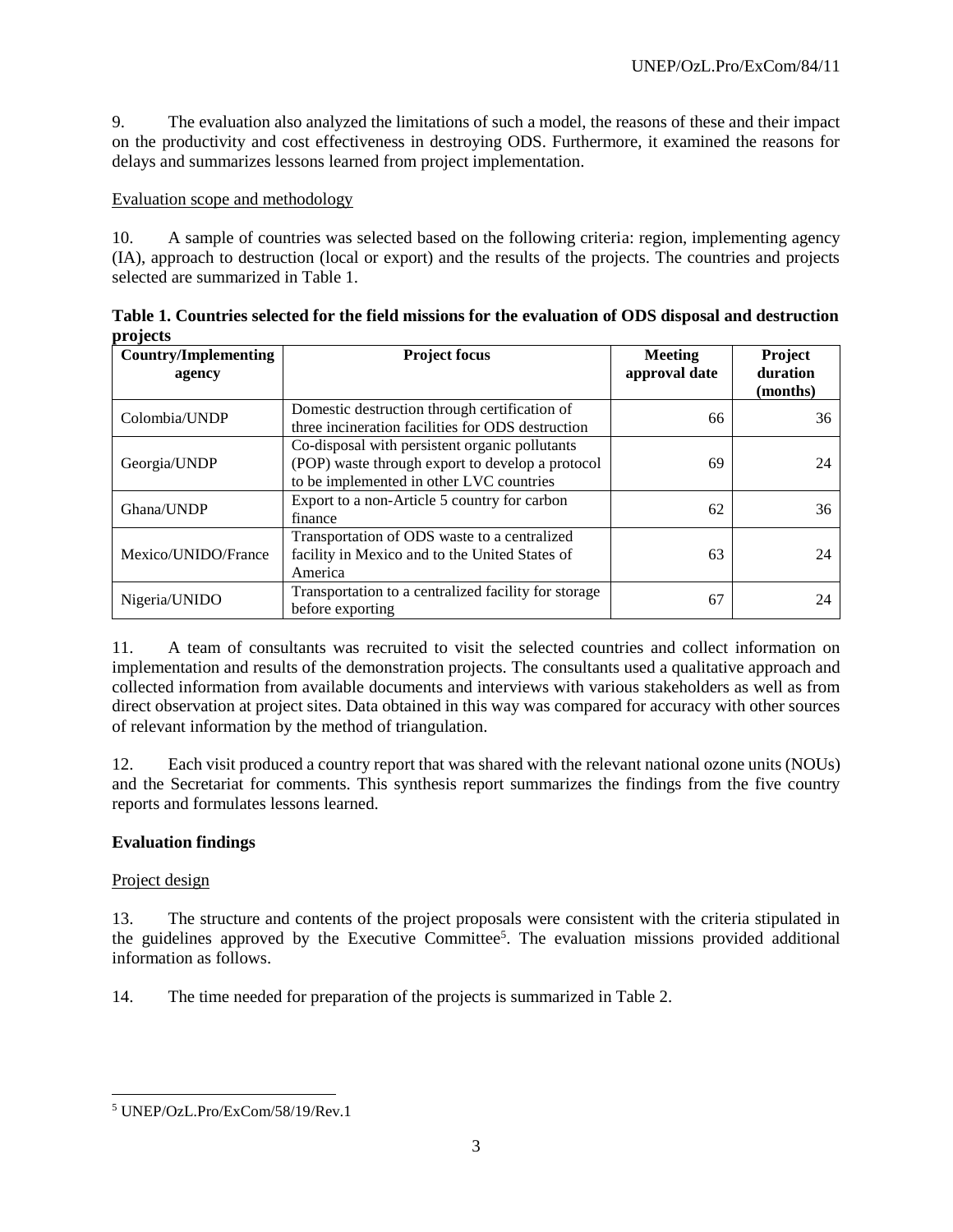9. The evaluation also analyzed the limitations of such a model, the reasons of these and their impact on the productivity and cost effectiveness in destroying ODS. Furthermore, it examined the reasons for delays and summarizes lessons learned from project implementation.

Evaluation scope and methodology

10. A sample of countries was selected based on the following criteria: region, implementing agency (IA), approach to destruction (local or export) and the results of the projects. The countries and projects selected are summarized in Table 1.

**Table 1. Countries selected for the field missions for the evaluation of ODS disposal and destruction projects**

| Country/Implementing agency | Project focus | Meeting approval date | Project duration (months) |
|---|---|---|---|
| Colombia/UNDP | Domestic destruction through certification of three incineration facilities for ODS destruction | 66 | 36 |
| Georgia/UNDP | Co-disposal with persistent organic pollutants (POP) waste through export to develop a protocol to be implemented in other LVC countries | 69 | 24 |
| Ghana/UNDP | Export to a non-Article 5 country for carbon finance | 62 | 36 |
| Mexico/UNIDO/France | Transportation of ODS waste to a centralized facility in Mexico and to the United States of America | 63 | 24 |
| Nigeria/UNIDO | Transportation to a centralized facility for storage before exporting | 67 | 24 |

11. A team of consultants was recruited to visit the selected countries and collect information on implementation and results of the demonstration projects. The consultants used a qualitative approach and collected information from available documents and interviews with various stakeholders as well as from direct observation at project sites. Data obtained in this way was compared for accuracy with other sources of relevant information by the method of triangulation.

12. Each visit produced a country report that was shared with the relevant national ozone units (NOUs) and the Secretariat for comments. This synthesis report summarizes the findings from the five country reports and formulates lessons learned.

**Evaluation findings**

Project design

13. The structure and contents of the project proposals were consistent with the criteria stipulated in the guidelines approved by the Executive Committee[5]. The evaluation missions provided additional information as follows.

14. The time needed for preparation of the projects is summarized in Table 2.

[5] UNEP/OzL.Pro/ExCom/58/19/Rev.1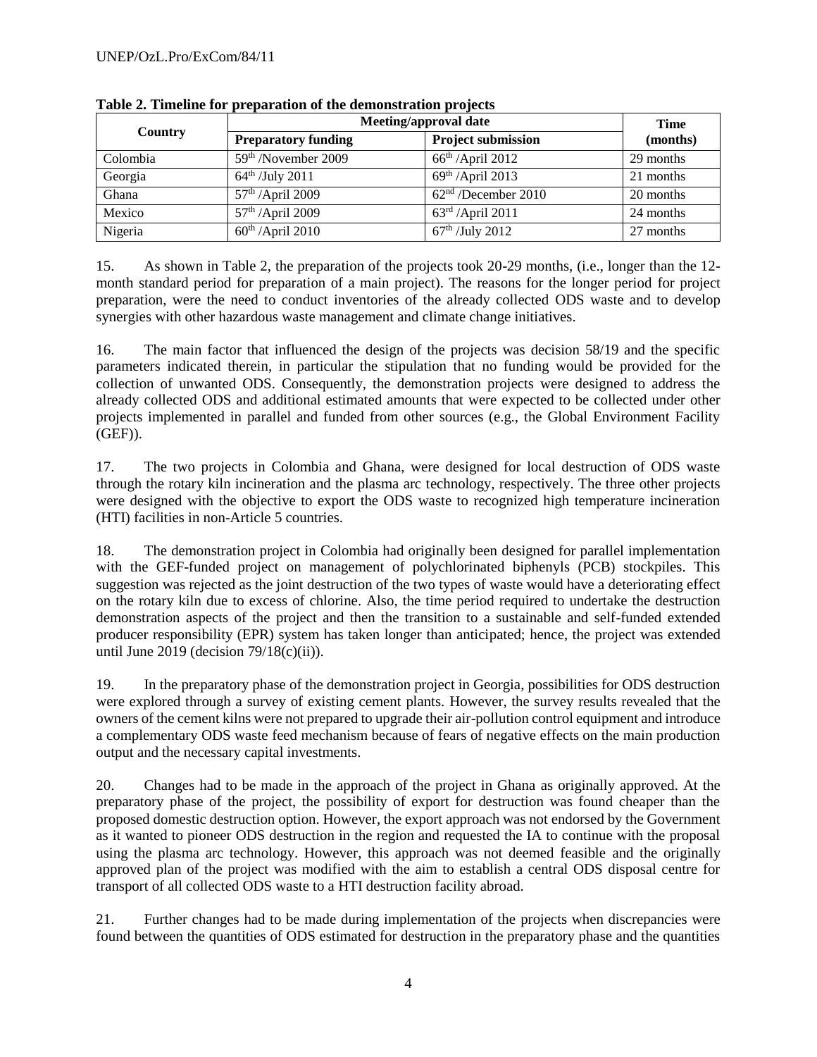**Table 2. Timeline for preparation of the demonstration projects**

| Country | Meeting/approval date | | Time (months) |
|---|---|---|---|
| | Preparatory funding | Project submission | |
| Colombia | 59th /November 2009 | 66th /April 2012 | 29 months |
| Georgia | 64th /July 2011 | 69th /April 2013 | 21 months |
| Ghana | 57th /April 2009 | 62nd /December 2010 | 20 months |
| Mexico | 57th /April 2009 | 63rd /April 2011 | 24 months |
| Nigeria | 60th /April 2010 | 67th /July 2012 | 27 months |

15. As shown in Table 2, the preparation of the projects took 20-29 months, (i.e., longer than the 12-month standard period for preparation of a main project). The reasons for the longer period for project preparation, were the need to conduct inventories of the already collected ODS waste and to develop synergies with other hazardous waste management and climate change initiatives.

16. The main factor that influenced the design of the projects was decision 58/19 and the specific parameters indicated therein, in particular the stipulation that no funding would be provided for the collection of unwanted ODS. Consequently, the demonstration projects were designed to address the already collected ODS and additional estimated amounts that were expected to be collected under other projects implemented in parallel and funded from other sources (e.g., the Global Environment Facility (GEF)).

17. The two projects in Colombia and Ghana, were designed for local destruction of ODS waste through the rotary kiln incineration and the plasma arc technology, respectively. The three other projects were designed with the objective to export the ODS waste to recognized high temperature incineration (HTI) facilities in non-Article 5 countries.

18. The demonstration project in Colombia had originally been designed for parallel implementation with the GEF-funded project on management of polychlorinated biphenyls (PCB) stockpiles. This suggestion was rejected as the joint destruction of the two types of waste would have a deteriorating effect on the rotary kiln due to excess of chlorine. Also, the time period required to undertake the destruction demonstration aspects of the project and then the transition to a sustainable and self-funded extended producer responsibility (EPR) system has taken longer than anticipated; hence, the project was extended until June 2019 (decision 79/18(c)(ii)).

19. In the preparatory phase of the demonstration project in Georgia, possibilities for ODS destruction were explored through a survey of existing cement plants. However, the survey results revealed that the owners of the cement kilns were not prepared to upgrade their air-pollution control equipment and introduce a complementary ODS waste feed mechanism because of fears of negative effects on the main production output and the necessary capital investments.

20. Changes had to be made in the approach of the project in Ghana as originally approved. At the preparatory phase of the project, the possibility of export for destruction was found cheaper than the proposed domestic destruction option. However, the export approach was not endorsed by the Government as it wanted to pioneer ODS destruction in the region and requested the IA to continue with the proposal using the plasma arc technology. However, this approach was not deemed feasible and the originally approved plan of the project was modified with the aim to establish a central ODS disposal centre for transport of all collected ODS waste to a HTI destruction facility abroad.

21. Further changes had to be made during implementation of the projects when discrepancies were found between the quantities of ODS estimated for destruction in the preparatory phase and the quantities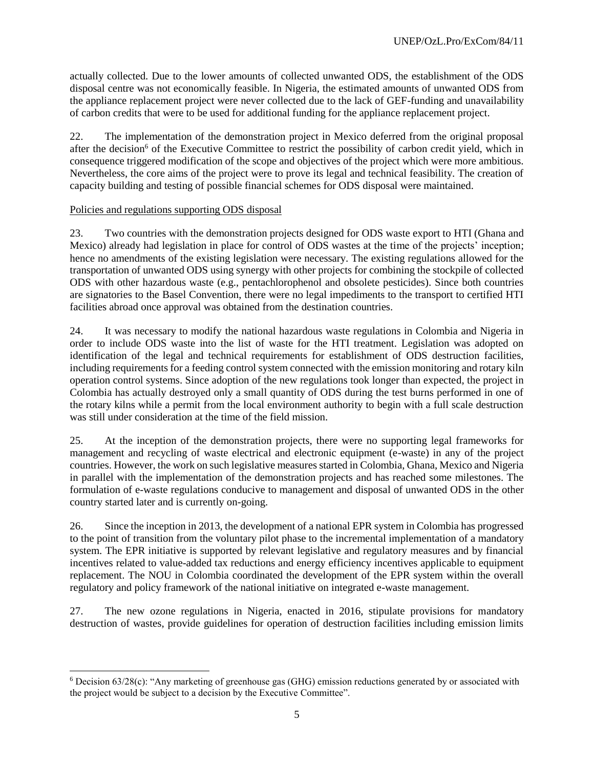actually collected. Due to the lower amounts of collected unwanted ODS, the establishment of the ODS disposal centre was not economically feasible. In Nigeria, the estimated amounts of unwanted ODS from the appliance replacement project were never collected due to the lack of GEF-funding and unavailability of carbon credits that were to be used for additional funding for the appliance replacement project.

22. The implementation of the demonstration project in Mexico deferred from the original proposal after the decision[6] of the Executive Committee to restrict the possibility of carbon credit yield, which in consequence triggered modification of the scope and objectives of the project which were more ambitious. Nevertheless, the core aims of the project were to prove its legal and technical feasibility. The creation of capacity building and testing of possible financial schemes for ODS disposal were maintained.

Policies and regulations supporting ODS disposal

23. Two countries with the demonstration projects designed for ODS waste export to HTI (Ghana and Mexico) already had legislation in place for control of ODS wastes at the time of the projects' inception; hence no amendments of the existing legislation were necessary. The existing regulations allowed for the transportation of unwanted ODS using synergy with other projects for combining the stockpile of collected ODS with other hazardous waste (e.g., pentachlorophenol and obsolete pesticides). Since both countries are signatories to the Basel Convention, there were no legal impediments to the transport to certified HTI facilities abroad once approval was obtained from the destination countries.

24. It was necessary to modify the national hazardous waste regulations in Colombia and Nigeria in order to include ODS waste into the list of waste for the HTI treatment. Legislation was adopted on identification of the legal and technical requirements for establishment of ODS destruction facilities, including requirements for a feeding control system connected with the emission monitoring and rotary kiln operation control systems. Since adoption of the new regulations took longer than expected, the project in Colombia has actually destroyed only a small quantity of ODS during the test burns performed in one of the rotary kilns while a permit from the local environment authority to begin with a full scale destruction was still under consideration at the time of the field mission.

25. At the inception of the demonstration projects, there were no supporting legal frameworks for management and recycling of waste electrical and electronic equipment (e-waste) in any of the project countries. However, the work on such legislative measures started in Colombia, Ghana, Mexico and Nigeria in parallel with the implementation of the demonstration projects and has reached some milestones. The formulation of e-waste regulations conducive to management and disposal of unwanted ODS in the other country started later and is currently on-going.

26. Since the inception in 2013, the development of a national EPR system in Colombia has progressed to the point of transition from the voluntary pilot phase to the incremental implementation of a mandatory system. The EPR initiative is supported by relevant legislative and regulatory measures and by financial incentives related to value-added tax reductions and energy efficiency incentives applicable to equipment replacement. The NOU in Colombia coordinated the development of the EPR system within the overall regulatory and policy framework of the national initiative on integrated e-waste management.

27. The new ozone regulations in Nigeria, enacted in 2016, stipulate provisions for mandatory destruction of wastes, provide guidelines for operation of destruction facilities including emission limits

---

[6] Decision 63/28(c): "Any marketing of greenhouse gas (GHG) emission reductions generated by or associated with the project would be subject to a decision by the Executive Committee".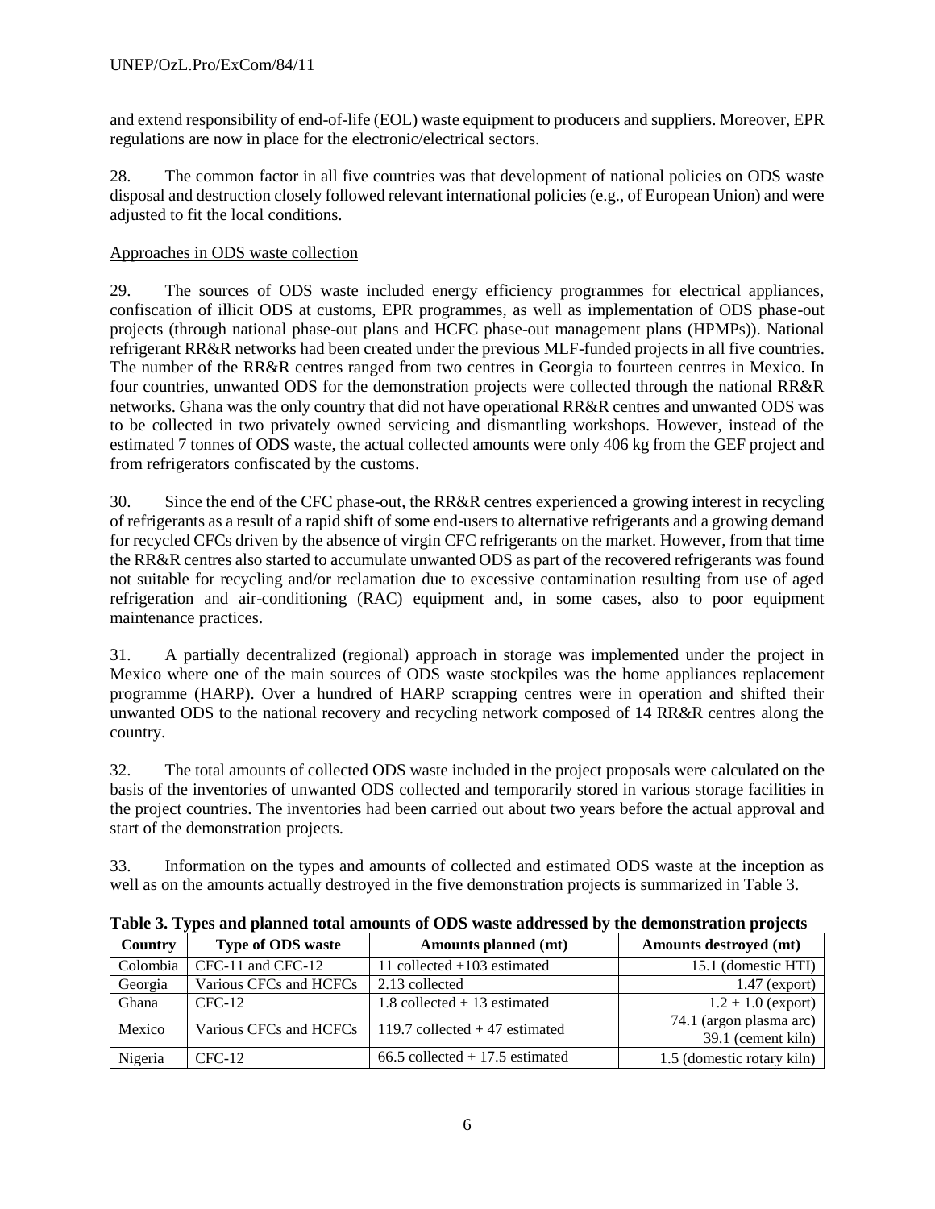and extend responsibility of end-of-life (EOL) waste equipment to producers and suppliers. Moreover, EPR regulations are now in place for the electronic/electrical sectors.

28. The common factor in all five countries was that development of national policies on ODS waste disposal and destruction closely followed relevant international policies (e.g., of European Union) and were adjusted to fit the local conditions.

Approaches in ODS waste collection

29. The sources of ODS waste included energy efficiency programmes for electrical appliances, confiscation of illicit ODS at customs, EPR programmes, as well as implementation of ODS phase-out projects (through national phase-out plans and HCFC phase-out management plans (HPMPs)). National refrigerant RR&R networks had been created under the previous MLF-funded projects in all five countries. The number of the RR&R centres ranged from two centres in Georgia to fourteen centres in Mexico. In four countries, unwanted ODS for the demonstration projects were collected through the national RR&R networks. Ghana was the only country that did not have operational RR&R centres and unwanted ODS was to be collected in two privately owned servicing and dismantling workshops. However, instead of the estimated 7 tonnes of ODS waste, the actual collected amounts were only 406 kg from the GEF project and from refrigerators confiscated by the customs.

30. Since the end of the CFC phase-out, the RR&R centres experienced a growing interest in recycling of refrigerants as a result of a rapid shift of some end-users to alternative refrigerants and a growing demand for recycled CFCs driven by the absence of virgin CFC refrigerants on the market. However, from that time the RR&R centres also started to accumulate unwanted ODS as part of the recovered refrigerants was found not suitable for recycling and/or reclamation due to excessive contamination resulting from use of aged refrigeration and air-conditioning (RAC) equipment and, in some cases, also to poor equipment maintenance practices.

31. A partially decentralized (regional) approach in storage was implemented under the project in Mexico where one of the main sources of ODS waste stockpiles was the home appliances replacement programme (HARP). Over a hundred of HARP scrapping centres were in operation and shifted their unwanted ODS to the national recovery and recycling network composed of 14 RR&R centres along the country.

32. The total amounts of collected ODS waste included in the project proposals were calculated on the basis of the inventories of unwanted ODS collected and temporarily stored in various storage facilities in the project countries. The inventories had been carried out about two years before the actual approval and start of the demonstration projects.

33. Information on the types and amounts of collected and estimated ODS waste at the inception as well as on the amounts actually destroyed in the five demonstration projects is summarized in Table 3.

**Table 3. Types and planned total amounts of ODS waste addressed by the demonstration projects**

| Country | Type of ODS waste | Amounts planned (mt) | Amounts destroyed (mt) |
|---|---|---|---|
| Colombia | CFC-11 and CFC-12 | 11 collected +103 estimated | 15.1 (domestic HTI) |
| Georgia | Various CFCs and HCFCs | 2.13 collected | 1.47 (export) |
| Ghana | CFC-12 | 1.8 collected + 13 estimated | 1.2 + 1.0 (export) |
| Mexico | Various CFCs and HCFCs | 119.7 collected + 47 estimated | 74.1 (argon plasma arc)<br>39.1 (cement kiln) |
| Nigeria | CFC-12 | 66.5 collected + 17.5 estimated | 1.5 (domestic rotary kiln) |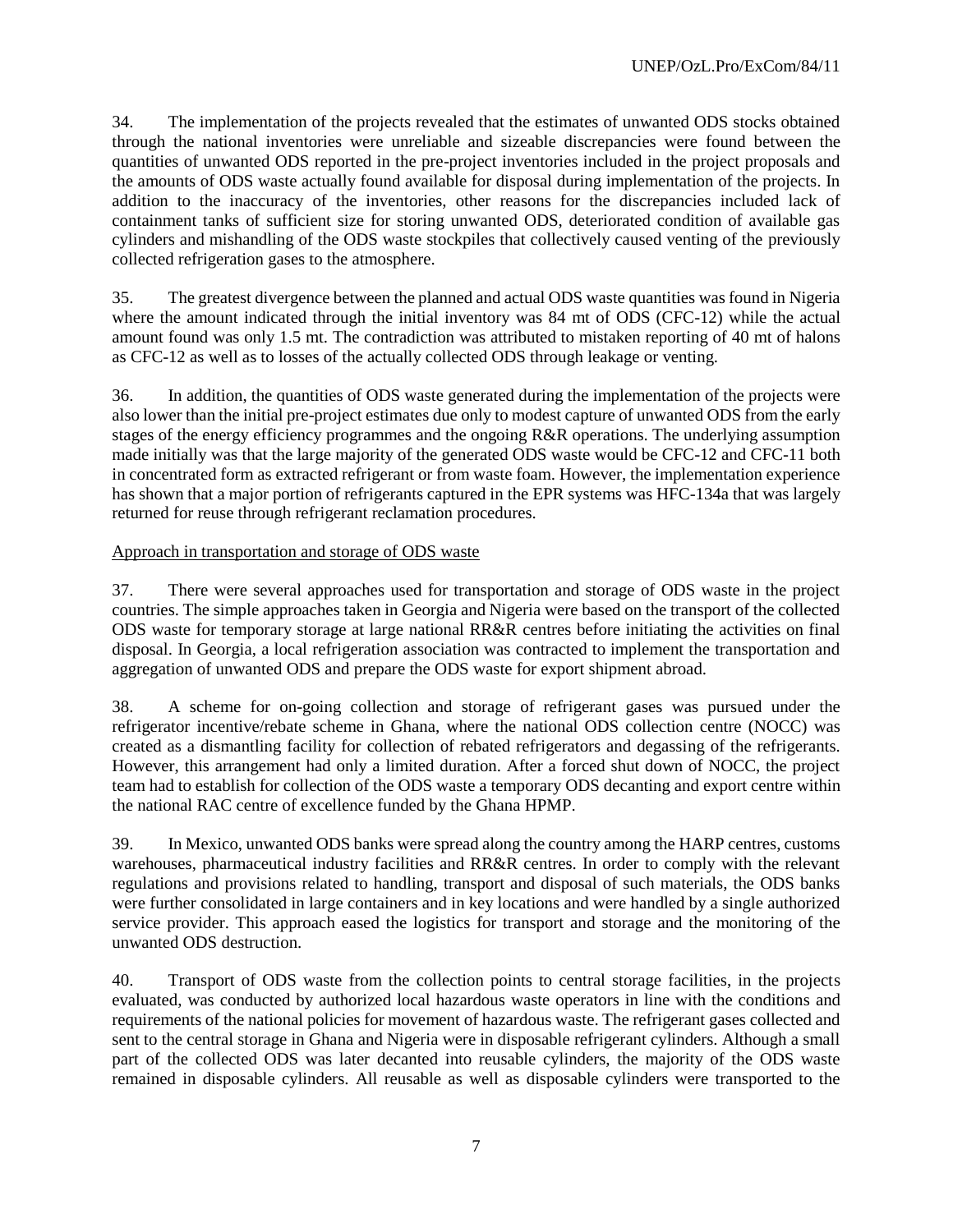34. The implementation of the projects revealed that the estimates of unwanted ODS stocks obtained through the national inventories were unreliable and sizeable discrepancies were found between the quantities of unwanted ODS reported in the pre-project inventories included in the project proposals and the amounts of ODS waste actually found available for disposal during implementation of the projects. In addition to the inaccuracy of the inventories, other reasons for the discrepancies included lack of containment tanks of sufficient size for storing unwanted ODS, deteriorated condition of available gas cylinders and mishandling of the ODS waste stockpiles that collectively caused venting of the previously collected refrigeration gases to the atmosphere.

35. The greatest divergence between the planned and actual ODS waste quantities was found in Nigeria where the amount indicated through the initial inventory was 84 mt of ODS (CFC-12) while the actual amount found was only 1.5 mt. The contradiction was attributed to mistaken reporting of 40 mt of halons as CFC-12 as well as to losses of the actually collected ODS through leakage or venting.

36. In addition, the quantities of ODS waste generated during the implementation of the projects were also lower than the initial pre-project estimates due only to modest capture of unwanted ODS from the early stages of the energy efficiency programmes and the ongoing R&R operations. The underlying assumption made initially was that the large majority of the generated ODS waste would be CFC-12 and CFC-11 both in concentrated form as extracted refrigerant or from waste foam. However, the implementation experience has shown that a major portion of refrigerants captured in the EPR systems was HFC-134a that was largely returned for reuse through refrigerant reclamation procedures.

Approach in transportation and storage of ODS waste

37. There were several approaches used for transportation and storage of ODS waste in the project countries. The simple approaches taken in Georgia and Nigeria were based on the transport of the collected ODS waste for temporary storage at large national RR&R centres before initiating the activities on final disposal. In Georgia, a local refrigeration association was contracted to implement the transportation and aggregation of unwanted ODS and prepare the ODS waste for export shipment abroad.

38. A scheme for on-going collection and storage of refrigerant gases was pursued under the refrigerator incentive/rebate scheme in Ghana, where the national ODS collection centre (NOCC) was created as a dismantling facility for collection of rebated refrigerators and degassing of the refrigerants. However, this arrangement had only a limited duration. After a forced shut down of NOCC, the project team had to establish for collection of the ODS waste a temporary ODS decanting and export centre within the national RAC centre of excellence funded by the Ghana HPMP.

39. In Mexico, unwanted ODS banks were spread along the country among the HARP centres, customs warehouses, pharmaceutical industry facilities and RR&R centres. In order to comply with the relevant regulations and provisions related to handling, transport and disposal of such materials, the ODS banks were further consolidated in large containers and in key locations and were handled by a single authorized service provider. This approach eased the logistics for transport and storage and the monitoring of the unwanted ODS destruction.

40. Transport of ODS waste from the collection points to central storage facilities, in the projects evaluated, was conducted by authorized local hazardous waste operators in line with the conditions and requirements of the national policies for movement of hazardous waste. The refrigerant gases collected and sent to the central storage in Ghana and Nigeria were in disposable refrigerant cylinders. Although a small part of the collected ODS was later decanted into reusable cylinders, the majority of the ODS waste remained in disposable cylinders. All reusable as well as disposable cylinders were transported to the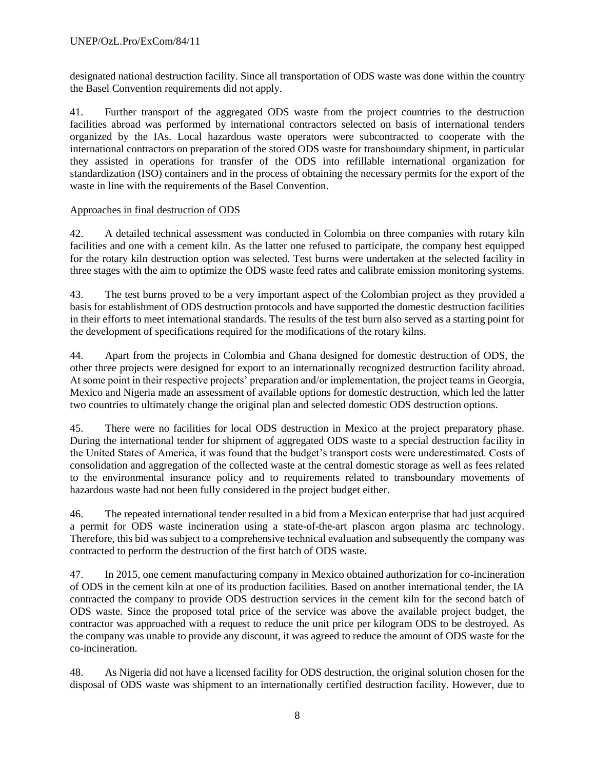designated national destruction facility. Since all transportation of ODS waste was done within the country the Basel Convention requirements did not apply.

41. Further transport of the aggregated ODS waste from the project countries to the destruction facilities abroad was performed by international contractors selected on basis of international tenders organized by the IAs. Local hazardous waste operators were subcontracted to cooperate with the international contractors on preparation of the stored ODS waste for transboundary shipment, in particular they assisted in operations for transfer of the ODS into refillable international organization for standardization (ISO) containers and in the process of obtaining the necessary permits for the export of the waste in line with the requirements of the Basel Convention.

Approaches in final destruction of ODS

42. A detailed technical assessment was conducted in Colombia on three companies with rotary kiln facilities and one with a cement kiln. As the latter one refused to participate, the company best equipped for the rotary kiln destruction option was selected. Test burns were undertaken at the selected facility in three stages with the aim to optimize the ODS waste feed rates and calibrate emission monitoring systems.

43. The test burns proved to be a very important aspect of the Colombian project as they provided a basis for establishment of ODS destruction protocols and have supported the domestic destruction facilities in their efforts to meet international standards. The results of the test burn also served as a starting point for the development of specifications required for the modifications of the rotary kilns.

44. Apart from the projects in Colombia and Ghana designed for domestic destruction of ODS, the other three projects were designed for export to an internationally recognized destruction facility abroad. At some point in their respective projects' preparation and/or implementation, the project teams in Georgia, Mexico and Nigeria made an assessment of available options for domestic destruction, which led the latter two countries to ultimately change the original plan and selected domestic ODS destruction options.

45. There were no facilities for local ODS destruction in Mexico at the project preparatory phase. During the international tender for shipment of aggregated ODS waste to a special destruction facility in the United States of America, it was found that the budget's transport costs were underestimated. Costs of consolidation and aggregation of the collected waste at the central domestic storage as well as fees related to the environmental insurance policy and to requirements related to transboundary movements of hazardous waste had not been fully considered in the project budget either.

46. The repeated international tender resulted in a bid from a Mexican enterprise that had just acquired a permit for ODS waste incineration using a state-of-the-art plascon argon plasma arc technology. Therefore, this bid was subject to a comprehensive technical evaluation and subsequently the company was contracted to perform the destruction of the first batch of ODS waste.

47. In 2015, one cement manufacturing company in Mexico obtained authorization for co-incineration of ODS in the cement kiln at one of its production facilities. Based on another international tender, the IA contracted the company to provide ODS destruction services in the cement kiln for the second batch of ODS waste. Since the proposed total price of the service was above the available project budget, the contractor was approached with a request to reduce the unit price per kilogram ODS to be destroyed. As the company was unable to provide any discount, it was agreed to reduce the amount of ODS waste for the co-incineration.

48. As Nigeria did not have a licensed facility for ODS destruction, the original solution chosen for the disposal of ODS waste was shipment to an internationally certified destruction facility. However, due to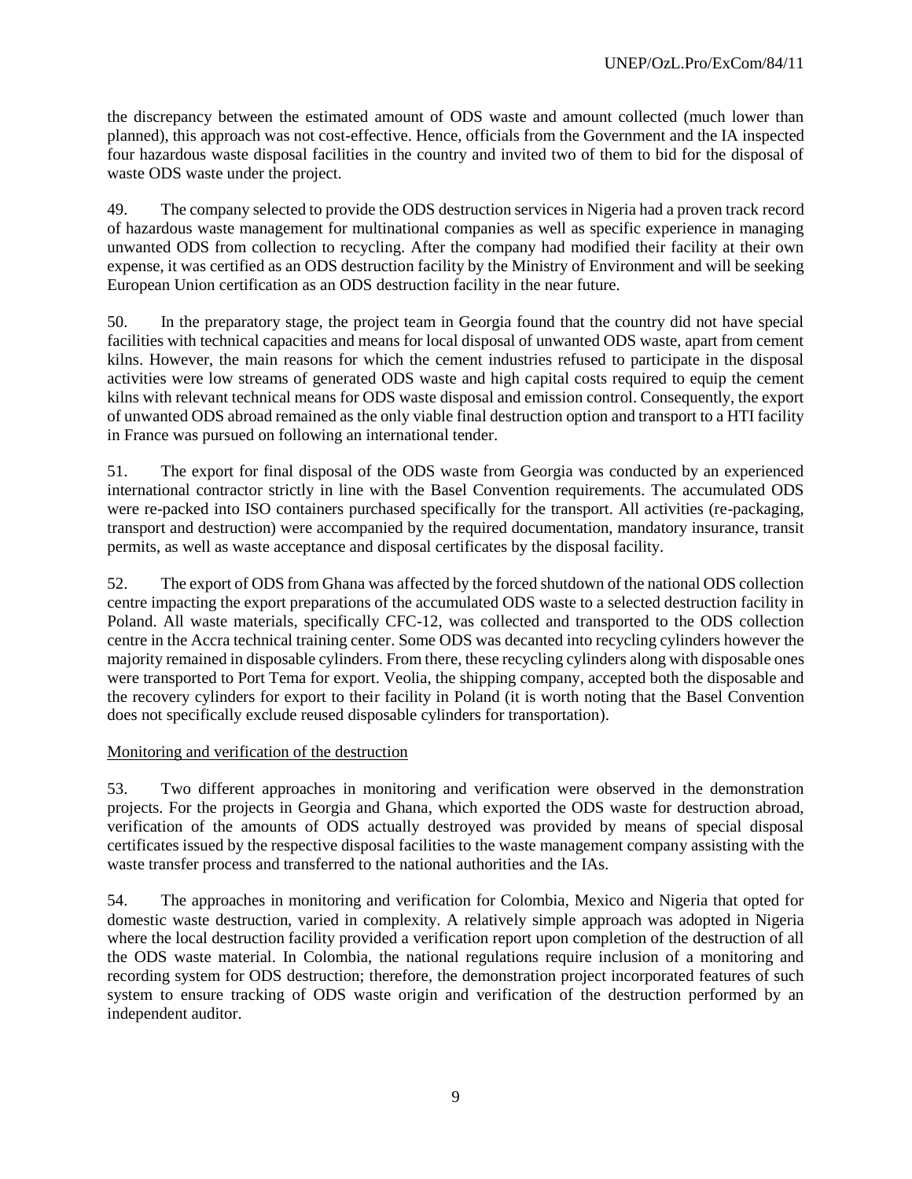the discrepancy between the estimated amount of ODS waste and amount collected (much lower than planned), this approach was not cost-effective. Hence, officials from the Government and the IA inspected four hazardous waste disposal facilities in the country and invited two of them to bid for the disposal of waste ODS waste under the project.

49. The company selected to provide the ODS destruction services in Nigeria had a proven track record of hazardous waste management for multinational companies as well as specific experience in managing unwanted ODS from collection to recycling. After the company had modified their facility at their own expense, it was certified as an ODS destruction facility by the Ministry of Environment and will be seeking European Union certification as an ODS destruction facility in the near future.

50. In the preparatory stage, the project team in Georgia found that the country did not have special facilities with technical capacities and means for local disposal of unwanted ODS waste, apart from cement kilns. However, the main reasons for which the cement industries refused to participate in the disposal activities were low streams of generated ODS waste and high capital costs required to equip the cement kilns with relevant technical means for ODS waste disposal and emission control. Consequently, the export of unwanted ODS abroad remained as the only viable final destruction option and transport to a HTI facility in France was pursued on following an international tender.

51. The export for final disposal of the ODS waste from Georgia was conducted by an experienced international contractor strictly in line with the Basel Convention requirements. The accumulated ODS were re-packed into ISO containers purchased specifically for the transport. All activities (re-packaging, transport and destruction) were accompanied by the required documentation, mandatory insurance, transit permits, as well as waste acceptance and disposal certificates by the disposal facility.

52. The export of ODS from Ghana was affected by the forced shutdown of the national ODS collection centre impacting the export preparations of the accumulated ODS waste to a selected destruction facility in Poland. All waste materials, specifically CFC-12, was collected and transported to the ODS collection centre in the Accra technical training center. Some ODS was decanted into recycling cylinders however the majority remained in disposable cylinders. From there, these recycling cylinders along with disposable ones were transported to Port Tema for export. Veolia, the shipping company, accepted both the disposable and the recovery cylinders for export to their facility in Poland (it is worth noting that the Basel Convention does not specifically exclude reused disposable cylinders for transportation).

<u>Monitoring and verification of the destruction</u>

53. Two different approaches in monitoring and verification were observed in the demonstration projects. For the projects in Georgia and Ghana, which exported the ODS waste for destruction abroad, verification of the amounts of ODS actually destroyed was provided by means of special disposal certificates issued by the respective disposal facilities to the waste management company assisting with the waste transfer process and transferred to the national authorities and the IAs.

54. The approaches in monitoring and verification for Colombia, Mexico and Nigeria that opted for domestic waste destruction, varied in complexity. A relatively simple approach was adopted in Nigeria where the local destruction facility provided a verification report upon completion of the destruction of all the ODS waste material. In Colombia, the national regulations require inclusion of a monitoring and recording system for ODS destruction; therefore, the demonstration project incorporated features of such system to ensure tracking of ODS waste origin and verification of the destruction performed by an independent auditor.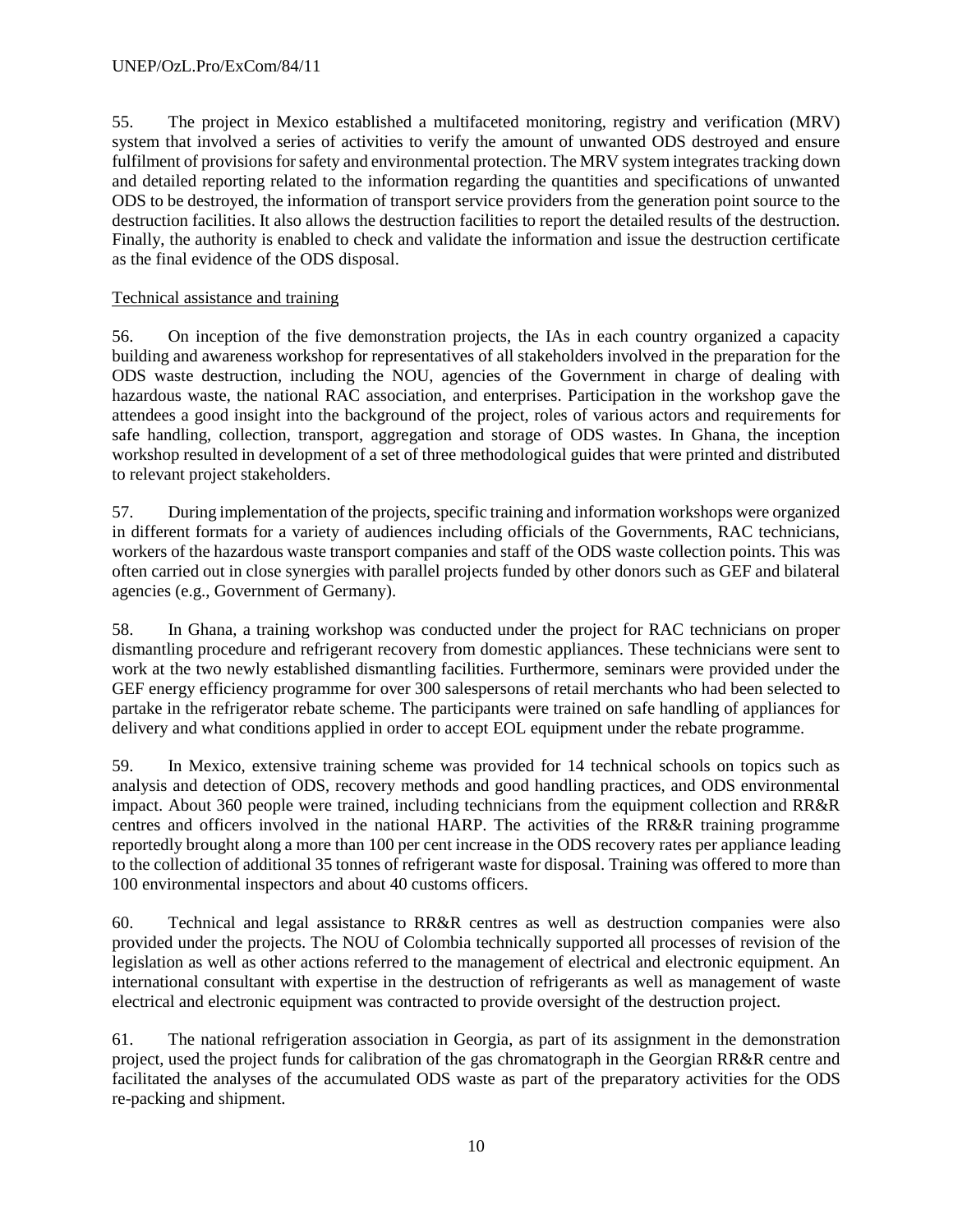55. The project in Mexico established a multifaceted monitoring, registry and verification (MRV) system that involved a series of activities to verify the amount of unwanted ODS destroyed and ensure fulfilment of provisions for safety and environmental protection. The MRV system integrates tracking down and detailed reporting related to the information regarding the quantities and specifications of unwanted ODS to be destroyed, the information of transport service providers from the generation point source to the destruction facilities. It also allows the destruction facilities to report the detailed results of the destruction. Finally, the authority is enabled to check and validate the information and issue the destruction certificate as the final evidence of the ODS disposal.

Technical assistance and training

56. On inception of the five demonstration projects, the IAs in each country organized a capacity building and awareness workshop for representatives of all stakeholders involved in the preparation for the ODS waste destruction, including the NOU, agencies of the Government in charge of dealing with hazardous waste, the national RAC association, and enterprises. Participation in the workshop gave the attendees a good insight into the background of the project, roles of various actors and requirements for safe handling, collection, transport, aggregation and storage of ODS wastes. In Ghana, the inception workshop resulted in development of a set of three methodological guides that were printed and distributed to relevant project stakeholders.

57. During implementation of the projects, specific training and information workshops were organized in different formats for a variety of audiences including officials of the Governments, RAC technicians, workers of the hazardous waste transport companies and staff of the ODS waste collection points. This was often carried out in close synergies with parallel projects funded by other donors such as GEF and bilateral agencies (e.g., Government of Germany).

58. In Ghana, a training workshop was conducted under the project for RAC technicians on proper dismantling procedure and refrigerant recovery from domestic appliances. These technicians were sent to work at the two newly established dismantling facilities. Furthermore, seminars were provided under the GEF energy efficiency programme for over 300 salespersons of retail merchants who had been selected to partake in the refrigerator rebate scheme. The participants were trained on safe handling of appliances for delivery and what conditions applied in order to accept EOL equipment under the rebate programme.

59. In Mexico, extensive training scheme was provided for 14 technical schools on topics such as analysis and detection of ODS, recovery methods and good handling practices, and ODS environmental impact. About 360 people were trained, including technicians from the equipment collection and RR&R centres and officers involved in the national HARP. The activities of the RR&R training programme reportedly brought along a more than 100 per cent increase in the ODS recovery rates per appliance leading to the collection of additional 35 tonnes of refrigerant waste for disposal. Training was offered to more than 100 environmental inspectors and about 40 customs officers.

60. Technical and legal assistance to RR&R centres as well as destruction companies were also provided under the projects. The NOU of Colombia technically supported all processes of revision of the legislation as well as other actions referred to the management of electrical and electronic equipment. An international consultant with expertise in the destruction of refrigerants as well as management of waste electrical and electronic equipment was contracted to provide oversight of the destruction project.

61. The national refrigeration association in Georgia, as part of its assignment in the demonstration project, used the project funds for calibration of the gas chromatograph in the Georgian RR&R centre and facilitated the analyses of the accumulated ODS waste as part of the preparatory activities for the ODS re-packing and shipment.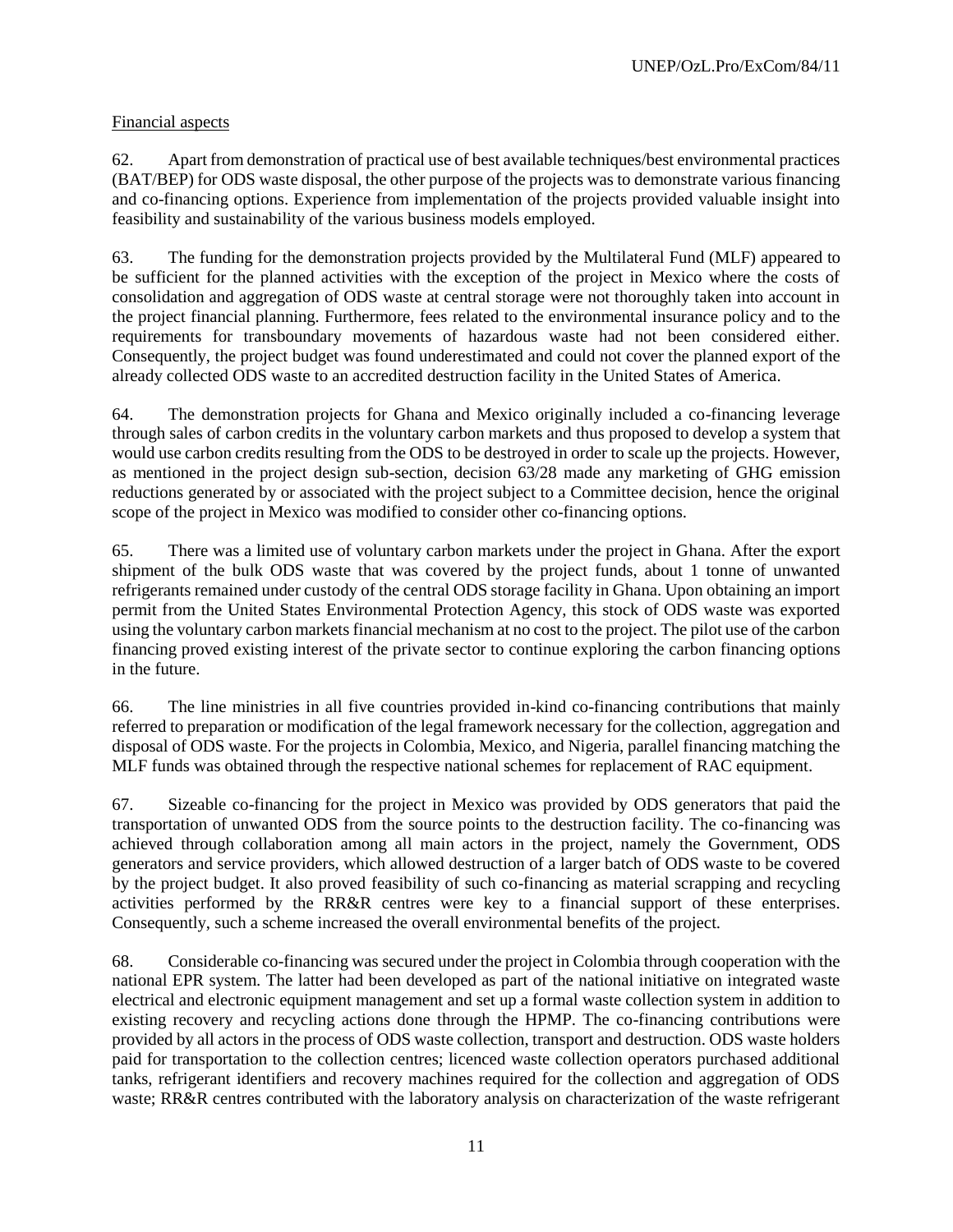Financial aspects

62. Apart from demonstration of practical use of best available techniques/best environmental practices (BAT/BEP) for ODS waste disposal, the other purpose of the projects was to demonstrate various financing and co-financing options. Experience from implementation of the projects provided valuable insight into feasibility and sustainability of the various business models employed.

63. The funding for the demonstration projects provided by the Multilateral Fund (MLF) appeared to be sufficient for the planned activities with the exception of the project in Mexico where the costs of consolidation and aggregation of ODS waste at central storage were not thoroughly taken into account in the project financial planning. Furthermore, fees related to the environmental insurance policy and to the requirements for transboundary movements of hazardous waste had not been considered either. Consequently, the project budget was found underestimated and could not cover the planned export of the already collected ODS waste to an accredited destruction facility in the United States of America.

64. The demonstration projects for Ghana and Mexico originally included a co-financing leverage through sales of carbon credits in the voluntary carbon markets and thus proposed to develop a system that would use carbon credits resulting from the ODS to be destroyed in order to scale up the projects. However, as mentioned in the project design sub-section, decision 63/28 made any marketing of GHG emission reductions generated by or associated with the project subject to a Committee decision, hence the original scope of the project in Mexico was modified to consider other co-financing options.

65. There was a limited use of voluntary carbon markets under the project in Ghana. After the export shipment of the bulk ODS waste that was covered by the project funds, about 1 tonne of unwanted refrigerants remained under custody of the central ODS storage facility in Ghana. Upon obtaining an import permit from the United States Environmental Protection Agency, this stock of ODS waste was exported using the voluntary carbon markets financial mechanism at no cost to the project. The pilot use of the carbon financing proved existing interest of the private sector to continue exploring the carbon financing options in the future.

66. The line ministries in all five countries provided in-kind co-financing contributions that mainly referred to preparation or modification of the legal framework necessary for the collection, aggregation and disposal of ODS waste. For the projects in Colombia, Mexico, and Nigeria, parallel financing matching the MLF funds was obtained through the respective national schemes for replacement of RAC equipment.

67. Sizeable co-financing for the project in Mexico was provided by ODS generators that paid the transportation of unwanted ODS from the source points to the destruction facility. The co-financing was achieved through collaboration among all main actors in the project, namely the Government, ODS generators and service providers, which allowed destruction of a larger batch of ODS waste to be covered by the project budget. It also proved feasibility of such co-financing as material scrapping and recycling activities performed by the RR&R centres were key to a financial support of these enterprises. Consequently, such a scheme increased the overall environmental benefits of the project.

68. Considerable co-financing was secured under the project in Colombia through cooperation with the national EPR system. The latter had been developed as part of the national initiative on integrated waste electrical and electronic equipment management and set up a formal waste collection system in addition to existing recovery and recycling actions done through the HPMP. The co-financing contributions were provided by all actors in the process of ODS waste collection, transport and destruction. ODS waste holders paid for transportation to the collection centres; licenced waste collection operators purchased additional tanks, refrigerant identifiers and recovery machines required for the collection and aggregation of ODS waste; RR&R centres contributed with the laboratory analysis on characterization of the waste refrigerant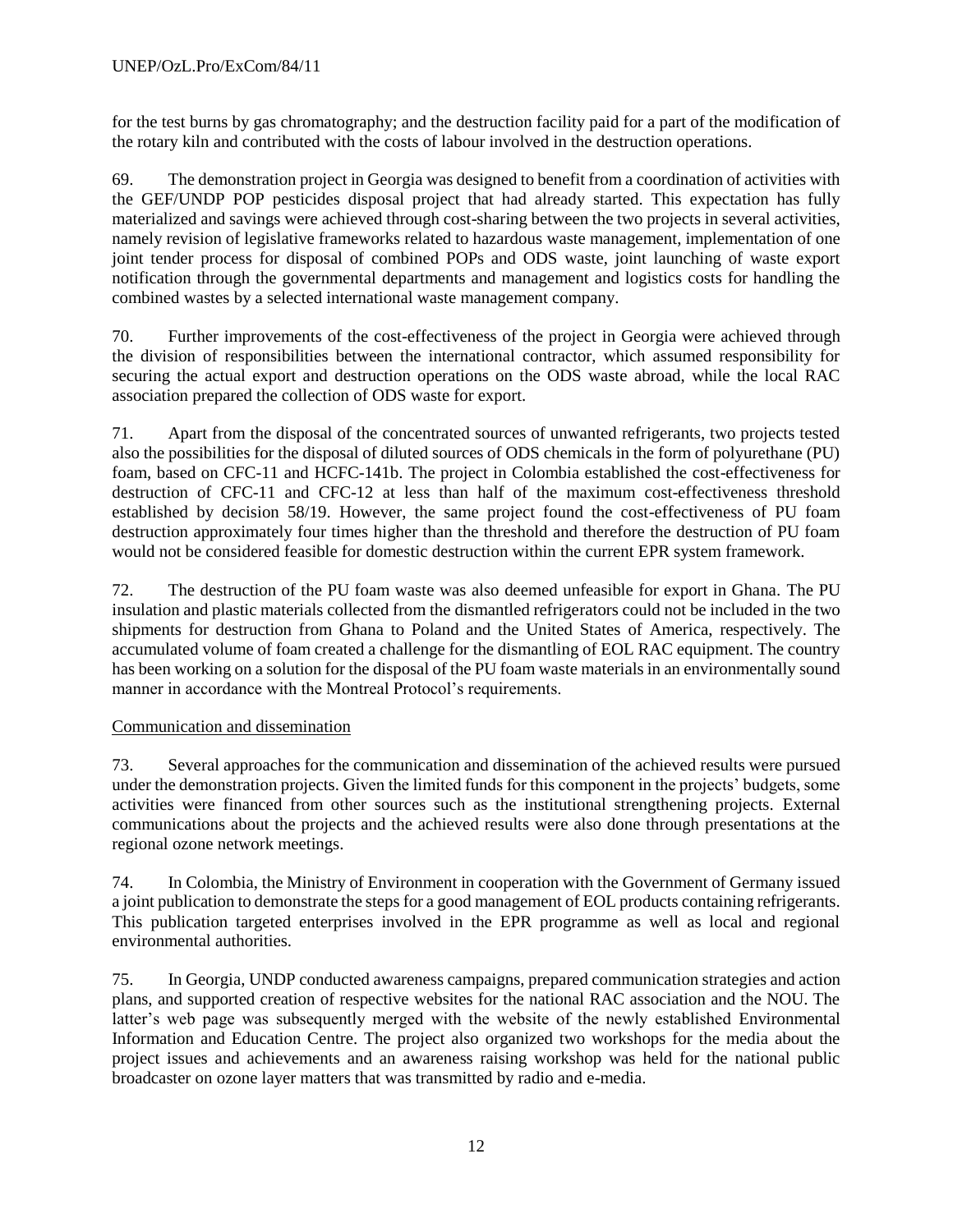for the test burns by gas chromatography; and the destruction facility paid for a part of the modification of the rotary kiln and contributed with the costs of labour involved in the destruction operations.

69. The demonstration project in Georgia was designed to benefit from a coordination of activities with the GEF/UNDP POP pesticides disposal project that had already started. This expectation has fully materialized and savings were achieved through cost-sharing between the two projects in several activities, namely revision of legislative frameworks related to hazardous waste management, implementation of one joint tender process for disposal of combined POPs and ODS waste, joint launching of waste export notification through the governmental departments and management and logistics costs for handling the combined wastes by a selected international waste management company.

70. Further improvements of the cost-effectiveness of the project in Georgia were achieved through the division of responsibilities between the international contractor, which assumed responsibility for securing the actual export and destruction operations on the ODS waste abroad, while the local RAC association prepared the collection of ODS waste for export.

71. Apart from the disposal of the concentrated sources of unwanted refrigerants, two projects tested also the possibilities for the disposal of diluted sources of ODS chemicals in the form of polyurethane (PU) foam, based on CFC-11 and HCFC-141b. The project in Colombia established the cost-effectiveness for destruction of CFC-11 and CFC-12 at less than half of the maximum cost-effectiveness threshold established by decision 58/19. However, the same project found the cost-effectiveness of PU foam destruction approximately four times higher than the threshold and therefore the destruction of PU foam would not be considered feasible for domestic destruction within the current EPR system framework.

72. The destruction of the PU foam waste was also deemed unfeasible for export in Ghana. The PU insulation and plastic materials collected from the dismantled refrigerators could not be included in the two shipments for destruction from Ghana to Poland and the United States of America, respectively. The accumulated volume of foam created a challenge for the dismantling of EOL RAC equipment. The country has been working on a solution for the disposal of the PU foam waste materials in an environmentally sound manner in accordance with the Montreal Protocol's requirements.

Communication and dissemination

73. Several approaches for the communication and dissemination of the achieved results were pursued under the demonstration projects. Given the limited funds for this component in the projects' budgets, some activities were financed from other sources such as the institutional strengthening projects. External communications about the projects and the achieved results were also done through presentations at the regional ozone network meetings.

74. In Colombia, the Ministry of Environment in cooperation with the Government of Germany issued a joint publication to demonstrate the steps for a good management of EOL products containing refrigerants. This publication targeted enterprises involved in the EPR programme as well as local and regional environmental authorities.

75. In Georgia, UNDP conducted awareness campaigns, prepared communication strategies and action plans, and supported creation of respective websites for the national RAC association and the NOU. The latter's web page was subsequently merged with the website of the newly established Environmental Information and Education Centre. The project also organized two workshops for the media about the project issues and achievements and an awareness raising workshop was held for the national public broadcaster on ozone layer matters that was transmitted by radio and e-media.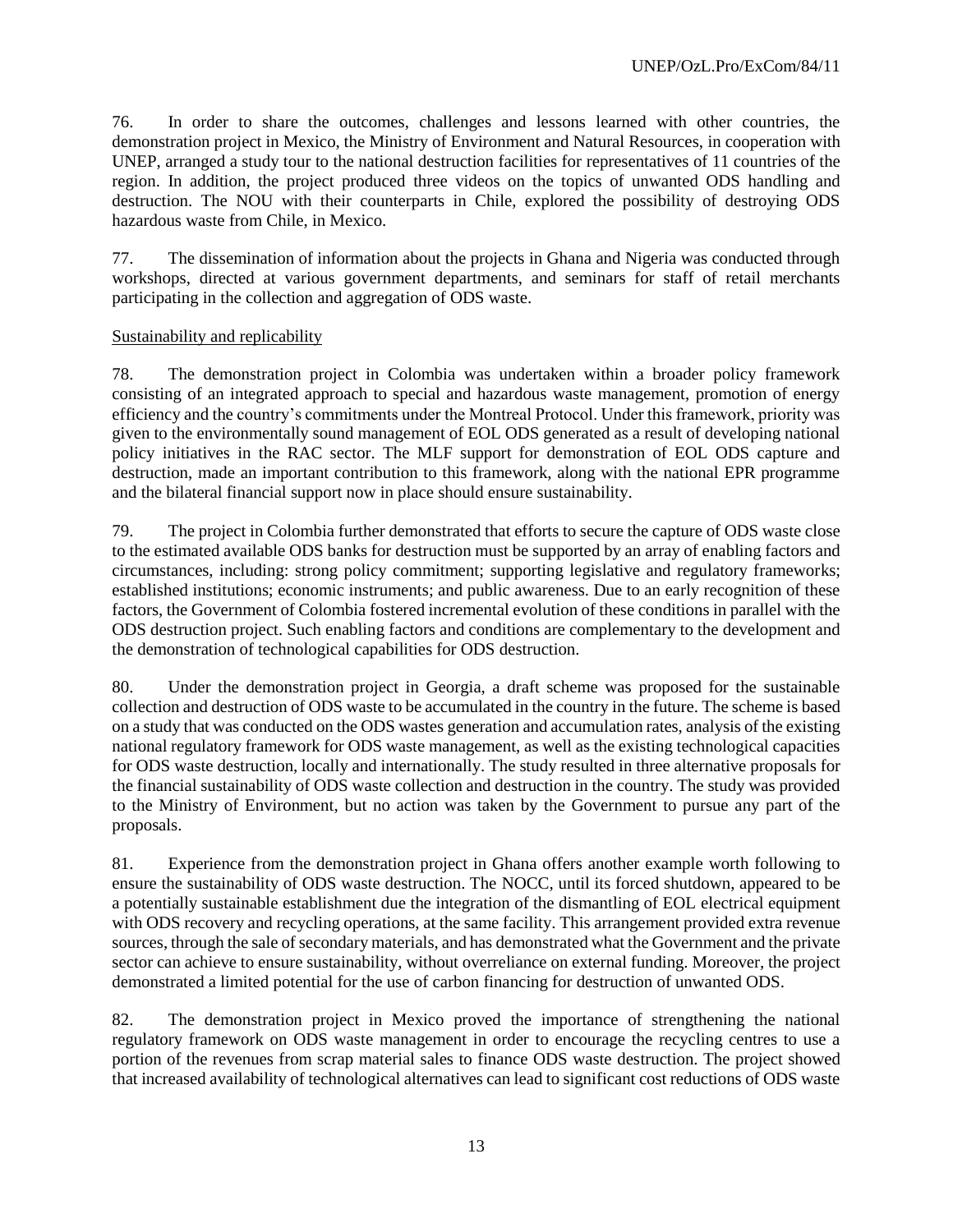76. In order to share the outcomes, challenges and lessons learned with other countries, the demonstration project in Mexico, the Ministry of Environment and Natural Resources, in cooperation with UNEP, arranged a study tour to the national destruction facilities for representatives of 11 countries of the region. In addition, the project produced three videos on the topics of unwanted ODS handling and destruction. The NOU with their counterparts in Chile, explored the possibility of destroying ODS hazardous waste from Chile, in Mexico.

77. The dissemination of information about the projects in Ghana and Nigeria was conducted through workshops, directed at various government departments, and seminars for staff of retail merchants participating in the collection and aggregation of ODS waste.

Sustainability and replicability

78. The demonstration project in Colombia was undertaken within a broader policy framework consisting of an integrated approach to special and hazardous waste management, promotion of energy efficiency and the country's commitments under the Montreal Protocol. Under this framework, priority was given to the environmentally sound management of EOL ODS generated as a result of developing national policy initiatives in the RAC sector. The MLF support for demonstration of EOL ODS capture and destruction, made an important contribution to this framework, along with the national EPR programme and the bilateral financial support now in place should ensure sustainability.

79. The project in Colombia further demonstrated that efforts to secure the capture of ODS waste close to the estimated available ODS banks for destruction must be supported by an array of enabling factors and circumstances, including: strong policy commitment; supporting legislative and regulatory frameworks; established institutions; economic instruments; and public awareness. Due to an early recognition of these factors, the Government of Colombia fostered incremental evolution of these conditions in parallel with the ODS destruction project. Such enabling factors and conditions are complementary to the development and the demonstration of technological capabilities for ODS destruction.

80. Under the demonstration project in Georgia, a draft scheme was proposed for the sustainable collection and destruction of ODS waste to be accumulated in the country in the future. The scheme is based on a study that was conducted on the ODS wastes generation and accumulation rates, analysis of the existing national regulatory framework for ODS waste management, as well as the existing technological capacities for ODS waste destruction, locally and internationally. The study resulted in three alternative proposals for the financial sustainability of ODS waste collection and destruction in the country. The study was provided to the Ministry of Environment, but no action was taken by the Government to pursue any part of the proposals.

81. Experience from the demonstration project in Ghana offers another example worth following to ensure the sustainability of ODS waste destruction. The NOCC, until its forced shutdown, appeared to be a potentially sustainable establishment due the integration of the dismantling of EOL electrical equipment with ODS recovery and recycling operations, at the same facility. This arrangement provided extra revenue sources, through the sale of secondary materials, and has demonstrated what the Government and the private sector can achieve to ensure sustainability, without overreliance on external funding. Moreover, the project demonstrated a limited potential for the use of carbon financing for destruction of unwanted ODS.

82. The demonstration project in Mexico proved the importance of strengthening the national regulatory framework on ODS waste management in order to encourage the recycling centres to use a portion of the revenues from scrap material sales to finance ODS waste destruction. The project showed that increased availability of technological alternatives can lead to significant cost reductions of ODS waste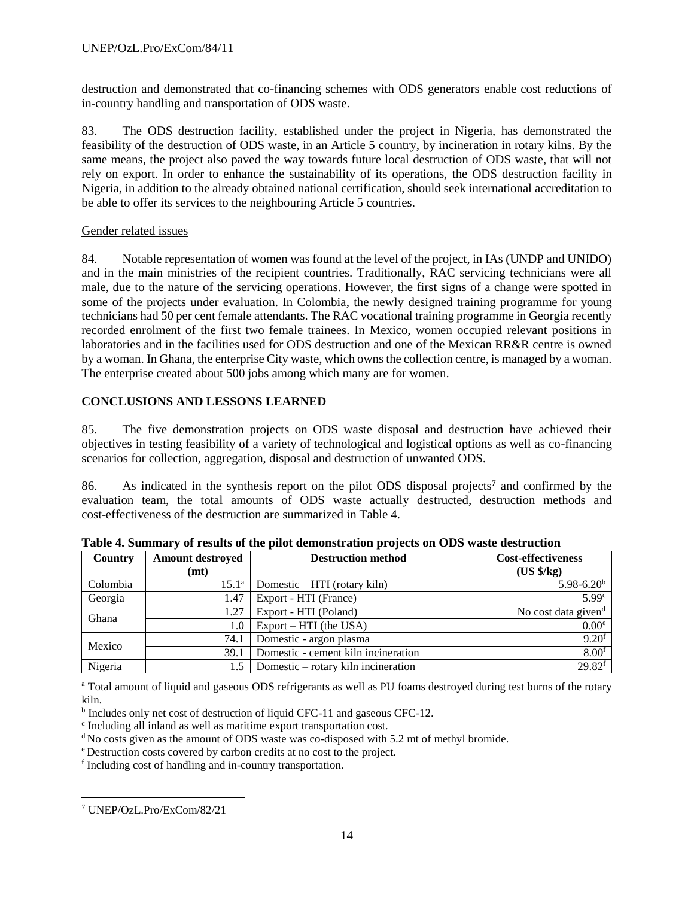destruction and demonstrated that co-financing schemes with ODS generators enable cost reductions of in-country handling and transportation of ODS waste.

83. The ODS destruction facility, established under the project in Nigeria, has demonstrated the feasibility of the destruction of ODS waste, in an Article 5 country, by incineration in rotary kilns. By the same means, the project also paved the way towards future local destruction of ODS waste, that will not rely on export. In order to enhance the sustainability of its operations, the ODS destruction facility in Nigeria, in addition to the already obtained national certification, should seek international accreditation to be able to offer its services to the neighbouring Article 5 countries.

Gender related issues

84. Notable representation of women was found at the level of the project, in IAs (UNDP and UNIDO) and in the main ministries of the recipient countries. Traditionally, RAC servicing technicians were all male, due to the nature of the servicing operations. However, the first signs of a change were spotted in some of the projects under evaluation. In Colombia, the newly designed training programme for young technicians had 50 per cent female attendants. The RAC vocational training programme in Georgia recently recorded enrolment of the first two female trainees. In Mexico, women occupied relevant positions in laboratories and in the facilities used for ODS destruction and one of the Mexican RR&R centre is owned by a woman. In Ghana, the enterprise City waste, which owns the collection centre, is managed by a woman. The enterprise created about 500 jobs among which many are for women.

## CONCLUSIONS AND LESSONS LEARNED

85. The five demonstration projects on ODS waste disposal and destruction have achieved their objectives in testing feasibility of a variety of technological and logistical options as well as co-financing scenarios for collection, aggregation, disposal and destruction of unwanted ODS.

86. As indicated in the synthesis report on the pilot ODS disposal projects[7] and confirmed by the evaluation team, the total amounts of ODS waste actually destructed, destruction methods and cost-effectiveness of the destruction are summarized in Table 4.

**Table 4. Summary of results of the pilot demonstration projects on ODS waste destruction**

| Country | Amount destroyed (mt) | Destruction method | Cost-effectiveness (US $/kg) |
|---|---|---|---|
| Colombia | 15.1[a] | Domestic – HTI (rotary kiln) | 5.98-6.20[b] |
| Georgia | 1.47 | Export - HTI (France) | 5.99[c] |
| Ghana | 1.27 | Export - HTI (Poland) | No cost data given[d] |
| | 1.0 | Export – HTI (the USA) | 0.00[e] |
| Mexico | 74.1 | Domestic - argon plasma | 9.20[f] |
| | 39.1 | Domestic - cement kiln incineration | 8.00[f] |
| Nigeria | 1.5 | Domestic – rotary kiln incineration | 29.82[f] |

[a] Total amount of liquid and gaseous ODS refrigerants as well as PU foams destroyed during test burns of the rotary kiln.

[b] Includes only net cost of destruction of liquid CFC-11 and gaseous CFC-12.

[c] Including all inland as well as maritime export transportation cost.

[d] No costs given as the amount of ODS waste was co-disposed with 5.2 mt of methyl bromide.

[e] Destruction costs covered by carbon credits at no cost to the project.

[f] Including cost of handling and in-country transportation.

[7] UNEP/OzL.Pro/ExCom/82/21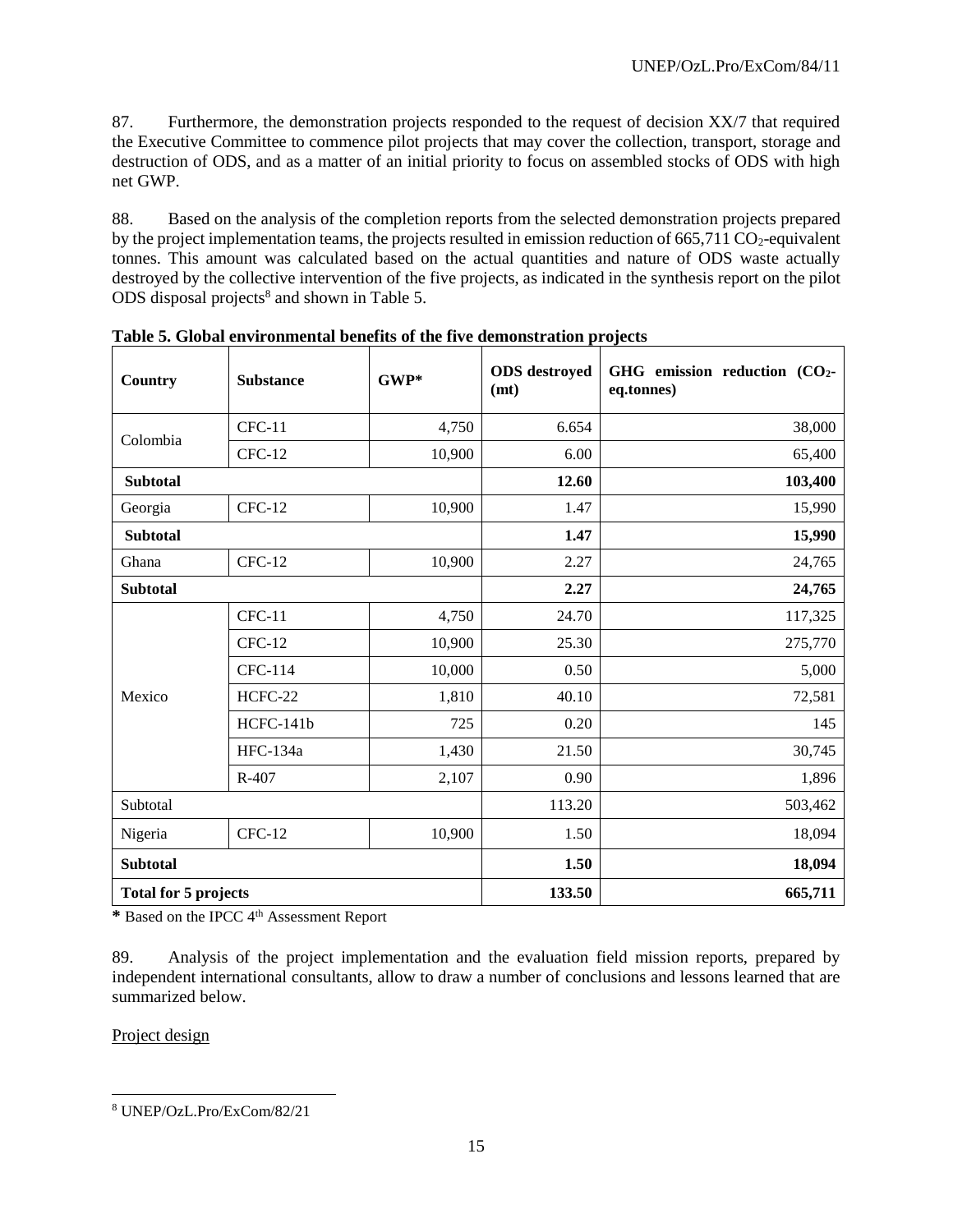87. Furthermore, the demonstration projects responded to the request of decision XX/7 that required the Executive Committee to commence pilot projects that may cover the collection, transport, storage and destruction of ODS, and as a matter of an initial priority to focus on assembled stocks of ODS with high net GWP.

88. Based on the analysis of the completion reports from the selected demonstration projects prepared by the project implementation teams, the projects resulted in emission reduction of 665,711 $CO_2$-equivalent tonnes. This amount was calculated based on the actual quantities and nature of ODS waste actually destroyed by the collective intervention of the five projects, as indicated in the synthesis report on the pilot ODS disposal projects[8] and shown in Table 5.

**Table 5. Global environmental benefits of the five demonstration projects**

| Country | Substance | GWP* | ODS destroyed (mt) | GHG emission reduction ($CO_2$-eq.tonnes) |
|---|---|---|---|---|
| Colombia | CFC-11 | 4,750 | 6.654 | 38,000 |
| | CFC-12 | 10,900 | 6.00 | 65,400 |
| **Subtotal** | | | **12.60** | **103,400** |
| Georgia | CFC-12 | 10,900 | 1.47 | 15,990 |
| **Subtotal** | | | **1.47** | **15,990** |
| Ghana | CFC-12 | 10,900 | 2.27 | 24,765 |
| **Subtotal** | | | **2.27** | **24,765** |
| Mexico | CFC-11 | 4,750 | 24.70 | 117,325 |
| | CFC-12 | 10,900 | 25.30 | 275,770 |
| | CFC-114 | 10,000 | 0.50 | 5,000 |
| | HCFC-22 | 1,810 | 40.10 | 72,581 |
| | HCFC-141b | 725 | 0.20 | 145 |
| | HFC-134a | 1,430 | 21.50 | 30,745 |
| | R-407 | 2,107 | 0.90 | 1,896 |
| Subtotal | | | 113.20 | 503,462 |
| Nigeria | CFC-12 | 10,900 | 1.50 | 18,094 |
| **Subtotal** | | | **1.50** | **18,094** |
| **Total for 5 projects** | | | **133.50** | **665,711** |

**\*** Based on the IPCC 4th Assessment Report

89. Analysis of the project implementation and the evaluation field mission reports, prepared by independent international consultants, allow to draw a number of conclusions and lessons learned that are summarized below.

<u>Project design</u>

---

[8] UNEP/OzL.Pro/ExCom/82/21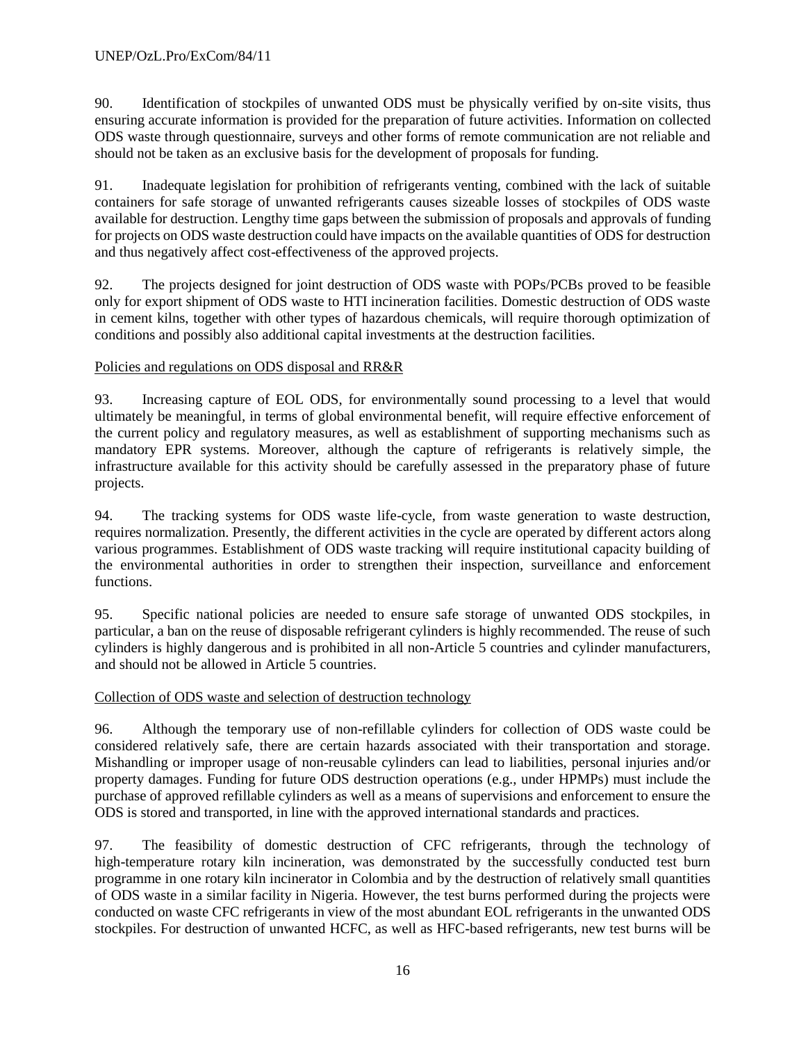90. Identification of stockpiles of unwanted ODS must be physically verified by on-site visits, thus ensuring accurate information is provided for the preparation of future activities. Information on collected ODS waste through questionnaire, surveys and other forms of remote communication are not reliable and should not be taken as an exclusive basis for the development of proposals for funding.

91. Inadequate legislation for prohibition of refrigerants venting, combined with the lack of suitable containers for safe storage of unwanted refrigerants causes sizeable losses of stockpiles of ODS waste available for destruction. Lengthy time gaps between the submission of proposals and approvals of funding for projects on ODS waste destruction could have impacts on the available quantities of ODS for destruction and thus negatively affect cost-effectiveness of the approved projects.

92. The projects designed for joint destruction of ODS waste with POPs/PCBs proved to be feasible only for export shipment of ODS waste to HTI incineration facilities. Domestic destruction of ODS waste in cement kilns, together with other types of hazardous chemicals, will require thorough optimization of conditions and possibly also additional capital investments at the destruction facilities.

Policies and regulations on ODS disposal and RR&R

93. Increasing capture of EOL ODS, for environmentally sound processing to a level that would ultimately be meaningful, in terms of global environmental benefit, will require effective enforcement of the current policy and regulatory measures, as well as establishment of supporting mechanisms such as mandatory EPR systems. Moreover, although the capture of refrigerants is relatively simple, the infrastructure available for this activity should be carefully assessed in the preparatory phase of future projects.

94. The tracking systems for ODS waste life-cycle, from waste generation to waste destruction, requires normalization. Presently, the different activities in the cycle are operated by different actors along various programmes. Establishment of ODS waste tracking will require institutional capacity building of the environmental authorities in order to strengthen their inspection, surveillance and enforcement functions.

95. Specific national policies are needed to ensure safe storage of unwanted ODS stockpiles, in particular, a ban on the reuse of disposable refrigerant cylinders is highly recommended. The reuse of such cylinders is highly dangerous and is prohibited in all non-Article 5 countries and cylinder manufacturers, and should not be allowed in Article 5 countries.

Collection of ODS waste and selection of destruction technology

96. Although the temporary use of non-refillable cylinders for collection of ODS waste could be considered relatively safe, there are certain hazards associated with their transportation and storage. Mishandling or improper usage of non-reusable cylinders can lead to liabilities, personal injuries and/or property damages. Funding for future ODS destruction operations (e.g., under HPMPs) must include the purchase of approved refillable cylinders as well as a means of supervisions and enforcement to ensure the ODS is stored and transported, in line with the approved international standards and practices.

97. The feasibility of domestic destruction of CFC refrigerants, through the technology of high-temperature rotary kiln incineration, was demonstrated by the successfully conducted test burn programme in one rotary kiln incinerator in Colombia and by the destruction of relatively small quantities of ODS waste in a similar facility in Nigeria. However, the test burns performed during the projects were conducted on waste CFC refrigerants in view of the most abundant EOL refrigerants in the unwanted ODS stockpiles. For destruction of unwanted HCFC, as well as HFC-based refrigerants, new test burns will be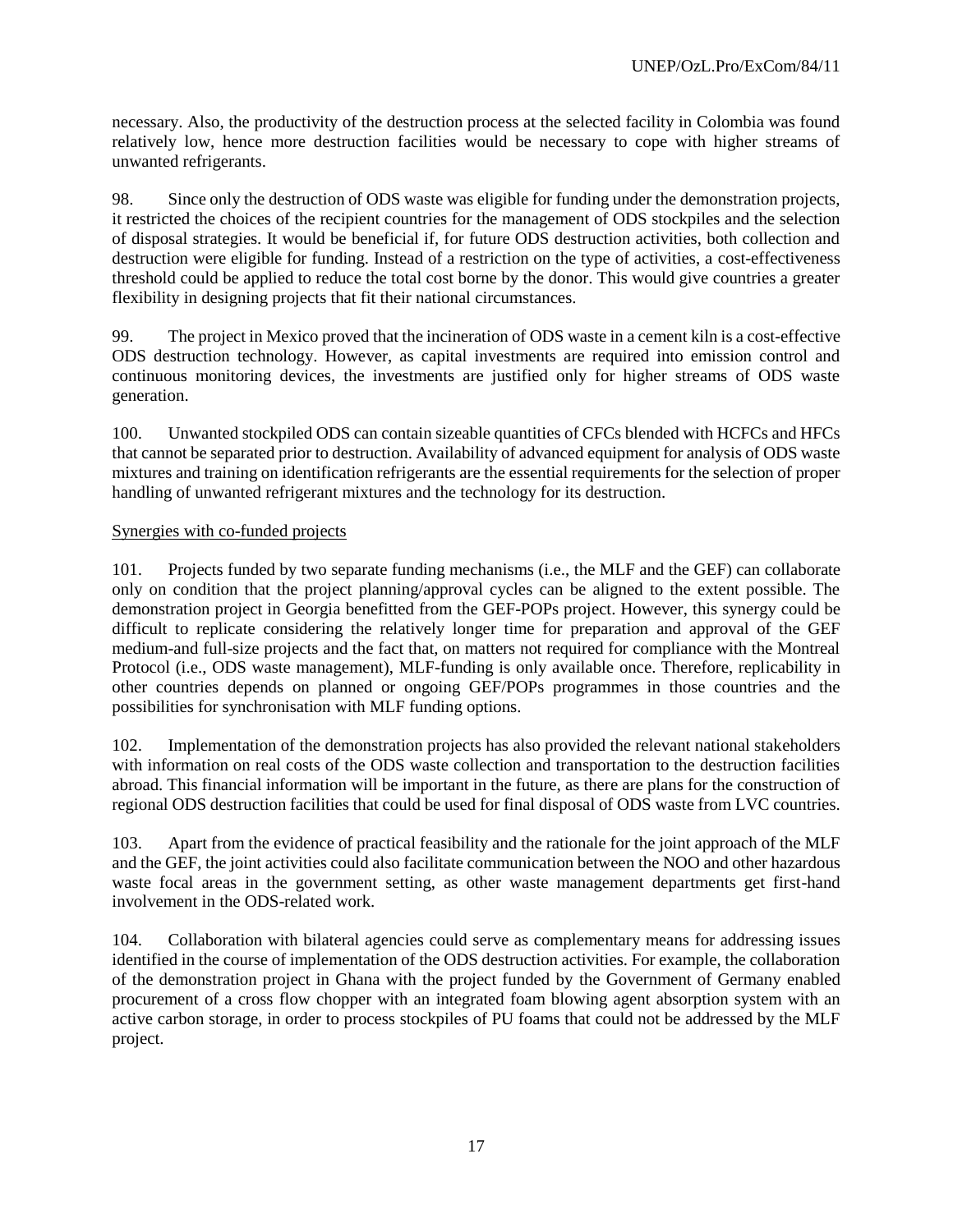necessary. Also, the productivity of the destruction process at the selected facility in Colombia was found relatively low, hence more destruction facilities would be necessary to cope with higher streams of unwanted refrigerants.

98. Since only the destruction of ODS waste was eligible for funding under the demonstration projects, it restricted the choices of the recipient countries for the management of ODS stockpiles and the selection of disposal strategies. It would be beneficial if, for future ODS destruction activities, both collection and destruction were eligible for funding. Instead of a restriction on the type of activities, a cost-effectiveness threshold could be applied to reduce the total cost borne by the donor. This would give countries a greater flexibility in designing projects that fit their national circumstances.

99. The project in Mexico proved that the incineration of ODS waste in a cement kiln is a cost-effective ODS destruction technology. However, as capital investments are required into emission control and continuous monitoring devices, the investments are justified only for higher streams of ODS waste generation.

100. Unwanted stockpiled ODS can contain sizeable quantities of CFCs blended with HCFCs and HFCs that cannot be separated prior to destruction. Availability of advanced equipment for analysis of ODS waste mixtures and training on identification refrigerants are the essential requirements for the selection of proper handling of unwanted refrigerant mixtures and the technology for its destruction.

Synergies with co-funded projects

101. Projects funded by two separate funding mechanisms (i.e., the MLF and the GEF) can collaborate only on condition that the project planning/approval cycles can be aligned to the extent possible. The demonstration project in Georgia benefitted from the GEF-POPs project. However, this synergy could be difficult to replicate considering the relatively longer time for preparation and approval of the GEF medium-and full-size projects and the fact that, on matters not required for compliance with the Montreal Protocol (i.e., ODS waste management), MLF-funding is only available once. Therefore, replicability in other countries depends on planned or ongoing GEF/POPs programmes in those countries and the possibilities for synchronisation with MLF funding options.

102. Implementation of the demonstration projects has also provided the relevant national stakeholders with information on real costs of the ODS waste collection and transportation to the destruction facilities abroad. This financial information will be important in the future, as there are plans for the construction of regional ODS destruction facilities that could be used for final disposal of ODS waste from LVC countries.

103. Apart from the evidence of practical feasibility and the rationale for the joint approach of the MLF and the GEF, the joint activities could also facilitate communication between the NOO and other hazardous waste focal areas in the government setting, as other waste management departments get first-hand involvement in the ODS-related work.

104. Collaboration with bilateral agencies could serve as complementary means for addressing issues identified in the course of implementation of the ODS destruction activities. For example, the collaboration of the demonstration project in Ghana with the project funded by the Government of Germany enabled procurement of a cross flow chopper with an integrated foam blowing agent absorption system with an active carbon storage, in order to process stockpiles of PU foams that could not be addressed by the MLF project.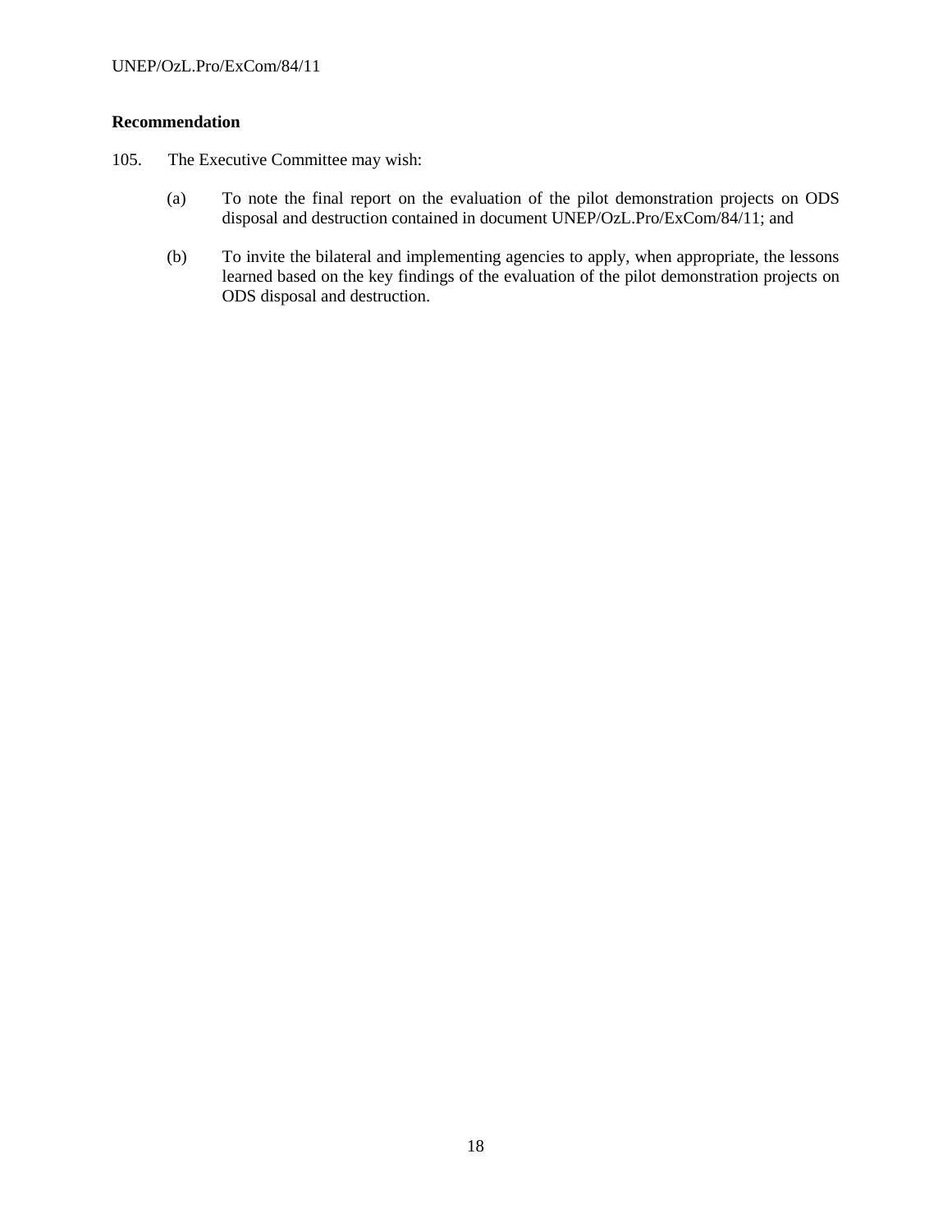**Recommendation**

105. The Executive Committee may wish:

(a) To note the final report on the evaluation of the pilot demonstration projects on ODS disposal and destruction contained in document UNEP/OzL.Pro/ExCom/84/11; and

(b) To invite the bilateral and implementing agencies to apply, when appropriate, the lessons learned based on the key findings of the evaluation of the pilot demonstration projects on ODS disposal and destruction.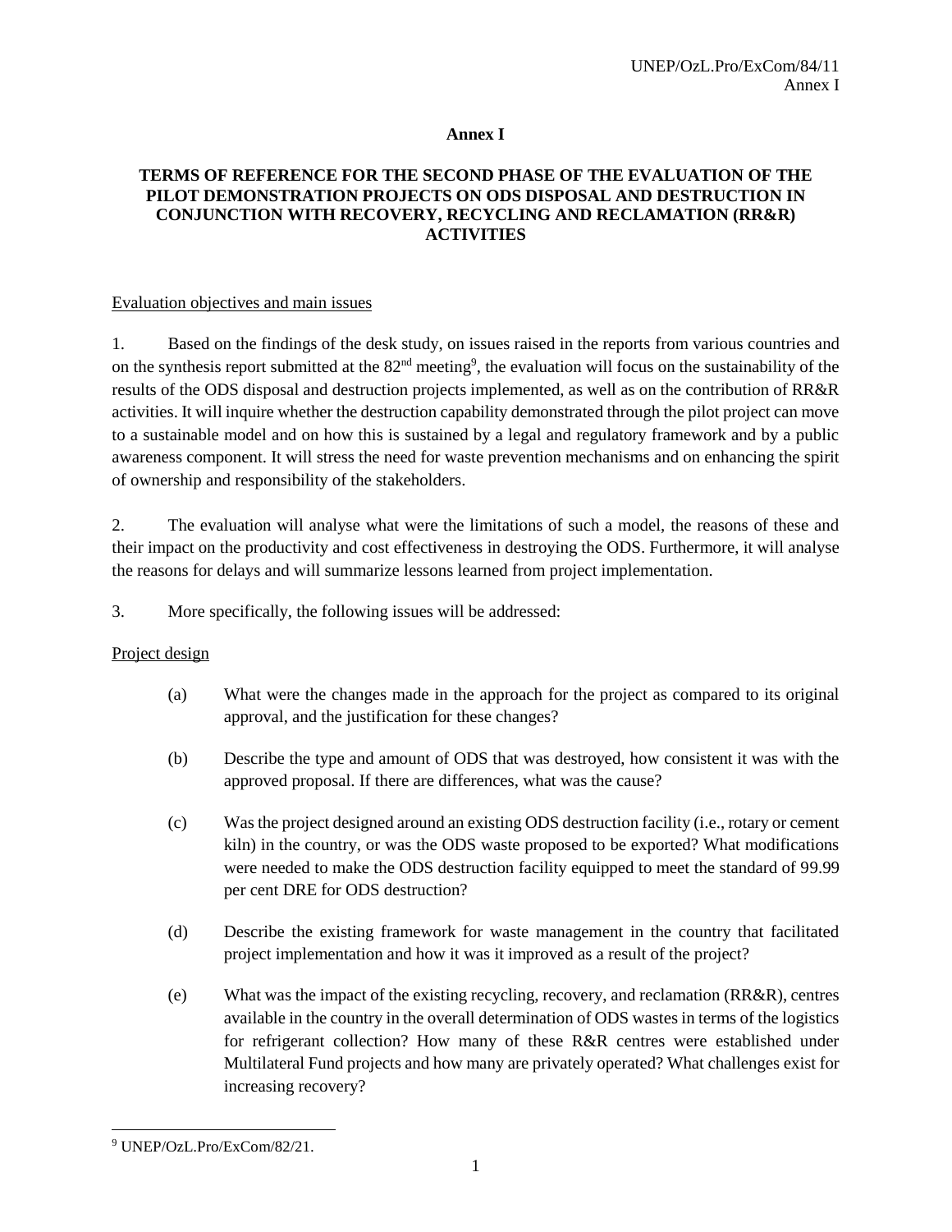# Annex I

## TERMS OF REFERENCE FOR THE SECOND PHASE OF THE EVALUATION OF THE PILOT DEMONSTRATION PROJECTS ON ODS DISPOSAL AND DESTRUCTION IN CONJUNCTION WITH RECOVERY, RECYCLING AND RECLAMATION (RR&R) ACTIVITIES

### Evaluation objectives and main issues

1. Based on the findings of the desk study, on issues raised in the reports from various countries and on the synthesis report submitted at the 82nd meeting[9], the evaluation will focus on the sustainability of the results of the ODS disposal and destruction projects implemented, as well as on the contribution of RR&R activities. It will inquire whether the destruction capability demonstrated through the pilot project can move to a sustainable model and on how this is sustained by a legal and regulatory framework and by a public awareness component. It will stress the need for waste prevention mechanisms and on enhancing the spirit of ownership and responsibility of the stakeholders.

2. The evaluation will analyse what were the limitations of such a model, the reasons of these and their impact on the productivity and cost effectiveness in destroying the ODS. Furthermore, it will analyse the reasons for delays and will summarize lessons learned from project implementation.

3. More specifically, the following issues will be addressed:

### Project design

(a) What were the changes made in the approach for the project as compared to its original approval, and the justification for these changes?

(b) Describe the type and amount of ODS that was destroyed, how consistent it was with the approved proposal. If there are differences, what was the cause?

(c) Was the project designed around an existing ODS destruction facility (i.e., rotary or cement kiln) in the country, or was the ODS waste proposed to be exported? What modifications were needed to make the ODS destruction facility equipped to meet the standard of 99.99 per cent DRE for ODS destruction?

(d) Describe the existing framework for waste management in the country that facilitated project implementation and how it was it improved as a result of the project?

(e) What was the impact of the existing recycling, recovery, and reclamation (RR&R), centres available in the country in the overall determination of ODS wastes in terms of the logistics for refrigerant collection? How many of these R&R centres were established under Multilateral Fund projects and how many are privately operated? What challenges exist for increasing recovery?

[9] UNEP/OzL.Pro/ExCom/82/21.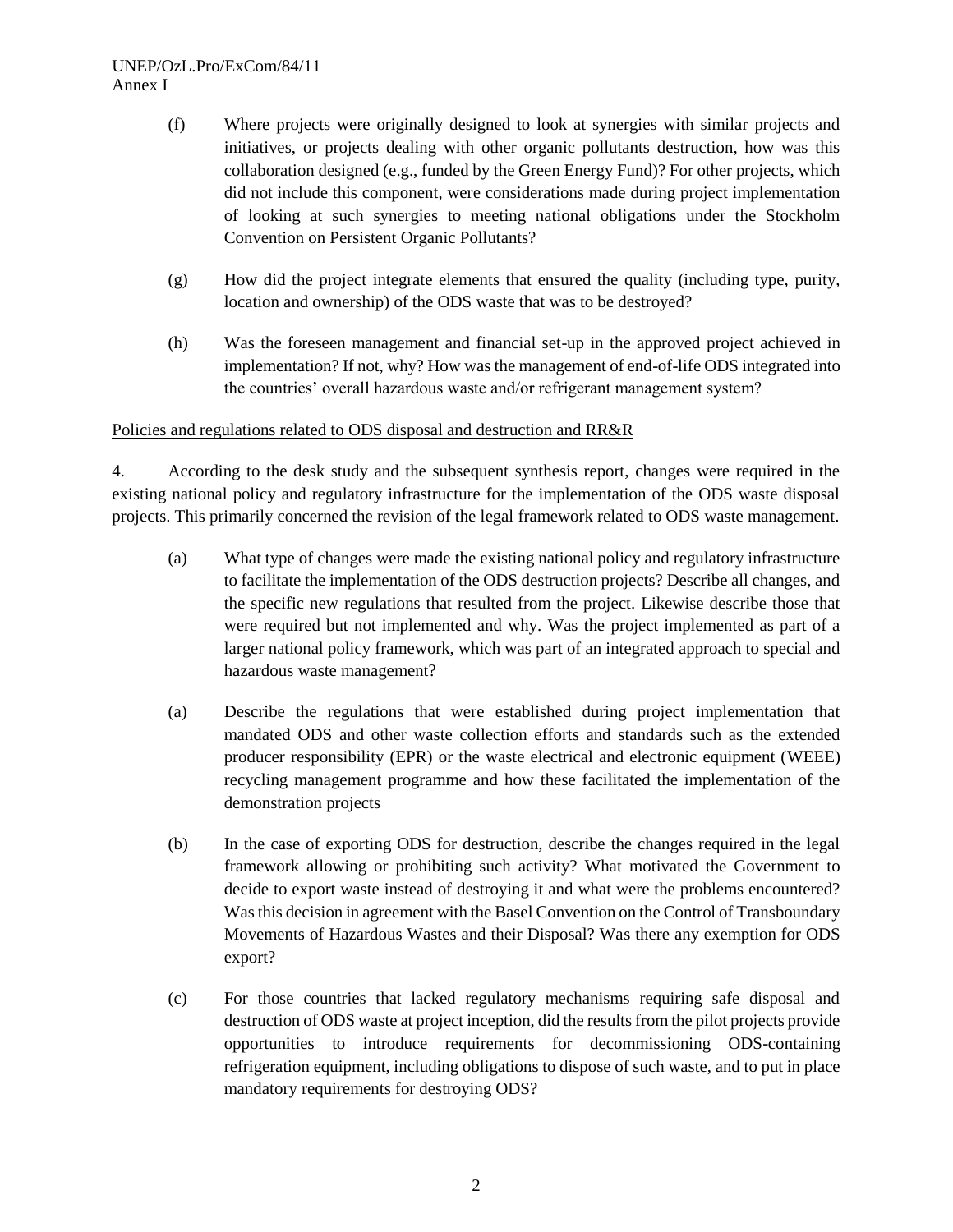(f) Where projects were originally designed to look at synergies with similar projects and initiatives, or projects dealing with other organic pollutants destruction, how was this collaboration designed (e.g., funded by the Green Energy Fund)? For other projects, which did not include this component, were considerations made during project implementation of looking at such synergies to meeting national obligations under the Stockholm Convention on Persistent Organic Pollutants?

(g) How did the project integrate elements that ensured the quality (including type, purity, location and ownership) of the ODS waste that was to be destroyed?

(h) Was the foreseen management and financial set-up in the approved project achieved in implementation? If not, why? How was the management of end-of-life ODS integrated into the countries' overall hazardous waste and/or refrigerant management system?

<u>Policies and regulations related to ODS disposal and destruction and RR&R</u>

4. According to the desk study and the subsequent synthesis report, changes were required in the existing national policy and regulatory infrastructure for the implementation of the ODS waste disposal projects. This primarily concerned the revision of the legal framework related to ODS waste management.

(a) What type of changes were made the existing national policy and regulatory infrastructure to facilitate the implementation of the ODS destruction projects? Describe all changes, and the specific new regulations that resulted from the project. Likewise describe those that were required but not implemented and why. Was the project implemented as part of a larger national policy framework, which was part of an integrated approach to special and hazardous waste management?

(a) Describe the regulations that were established during project implementation that mandated ODS and other waste collection efforts and standards such as the extended producer responsibility (EPR) or the waste electrical and electronic equipment (WEEE) recycling management programme and how these facilitated the implementation of the demonstration projects

(b) In the case of exporting ODS for destruction, describe the changes required in the legal framework allowing or prohibiting such activity? What motivated the Government to decide to export waste instead of destroying it and what were the problems encountered? Was this decision in agreement with the Basel Convention on the Control of Transboundary Movements of Hazardous Wastes and their Disposal? Was there any exemption for ODS export?

(c) For those countries that lacked regulatory mechanisms requiring safe disposal and destruction of ODS waste at project inception, did the results from the pilot projects provide opportunities to introduce requirements for decommissioning ODS-containing refrigeration equipment, including obligations to dispose of such waste, and to put in place mandatory requirements for destroying ODS?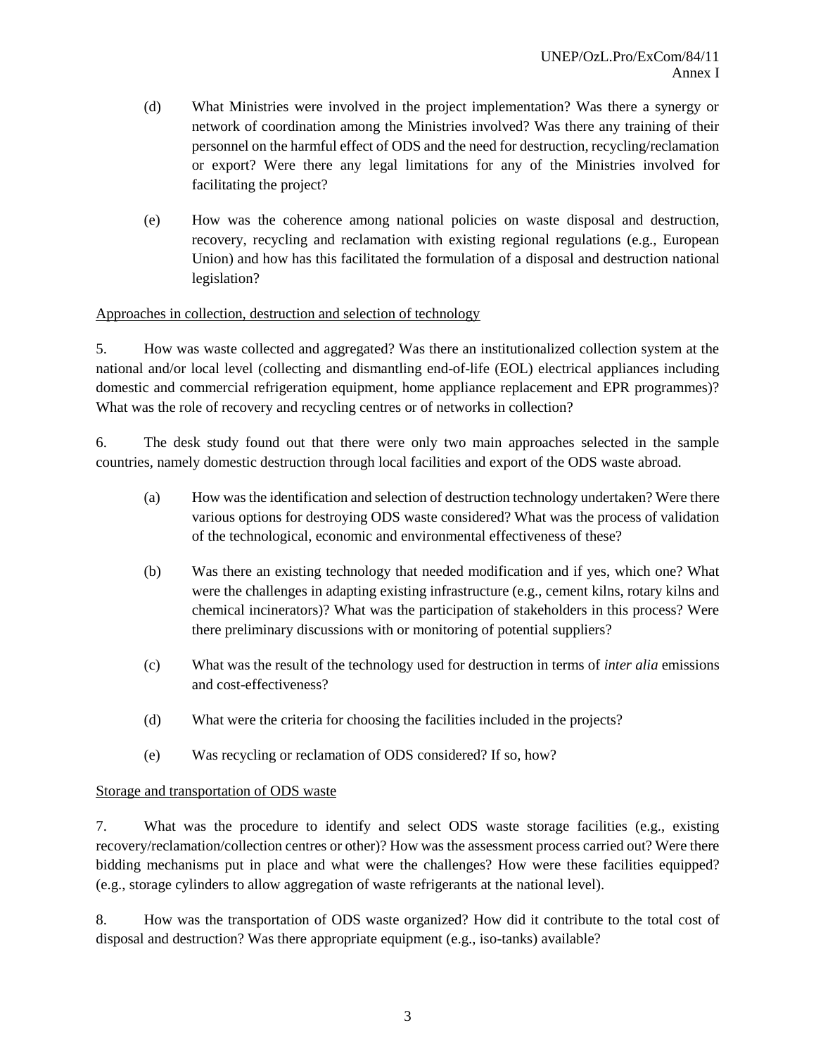(d) What Ministries were involved in the project implementation? Was there a synergy or network of coordination among the Ministries involved? Was there any training of their personnel on the harmful effect of ODS and the need for destruction, recycling/reclamation or export? Were there any legal limitations for any of the Ministries involved for facilitating the project?

(e) How was the coherence among national policies on waste disposal and destruction, recovery, recycling and reclamation with existing regional regulations (e.g., European Union) and how has this facilitated the formulation of a disposal and destruction national legislation?

<u>Approaches in collection, destruction and selection of technology</u>

5. How was waste collected and aggregated? Was there an institutionalized collection system at the national and/or local level (collecting and dismantling end-of-life (EOL) electrical appliances including domestic and commercial refrigeration equipment, home appliance replacement and EPR programmes)? What was the role of recovery and recycling centres or of networks in collection?

6. The desk study found out that there were only two main approaches selected in the sample countries, namely domestic destruction through local facilities and export of the ODS waste abroad.

(a) How was the identification and selection of destruction technology undertaken? Were there various options for destroying ODS waste considered? What was the process of validation of the technological, economic and environmental effectiveness of these?

(b) Was there an existing technology that needed modification and if yes, which one? What were the challenges in adapting existing infrastructure (e.g., cement kilns, rotary kilns and chemical incinerators)? What was the participation of stakeholders in this process? Were there preliminary discussions with or monitoring of potential suppliers?

(c) What was the result of the technology used for destruction in terms of *inter alia* emissions and cost-effectiveness?

(d) What were the criteria for choosing the facilities included in the projects?

(e) Was recycling or reclamation of ODS considered? If so, how?

<u>Storage and transportation of ODS waste</u>

7. What was the procedure to identify and select ODS waste storage facilities (e.g., existing recovery/reclamation/collection centres or other)? How was the assessment process carried out? Were there bidding mechanisms put in place and what were the challenges? How were these facilities equipped? (e.g., storage cylinders to allow aggregation of waste refrigerants at the national level).

8. How was the transportation of ODS waste organized? How did it contribute to the total cost of disposal and destruction? Was there appropriate equipment (e.g., iso-tanks) available?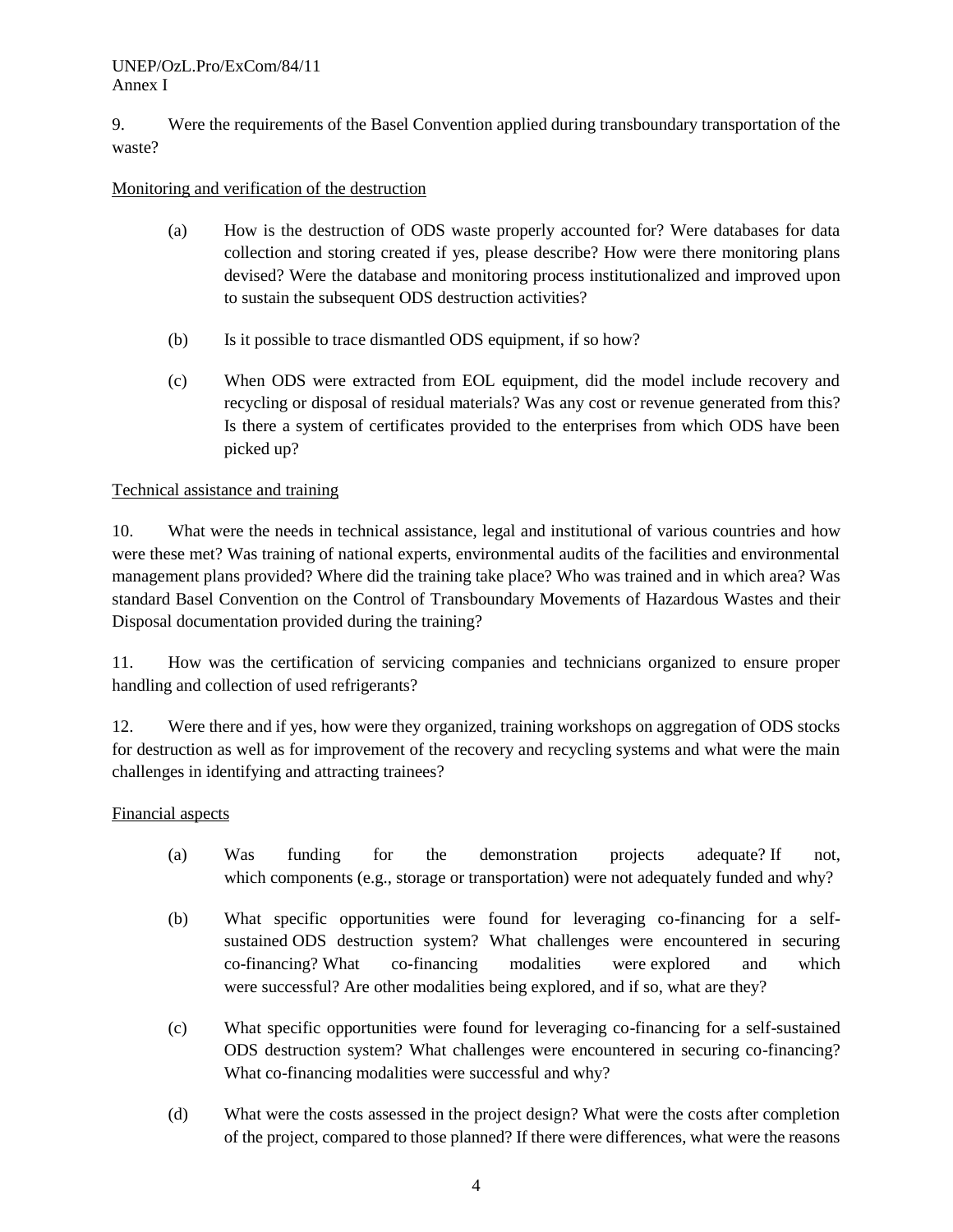9. Were the requirements of the Basel Convention applied during transboundary transportation of the waste?

Monitoring and verification of the destruction

(a) How is the destruction of ODS waste properly accounted for? Were databases for data collection and storing created if yes, please describe? How were there monitoring plans devised? Were the database and monitoring process institutionalized and improved upon to sustain the subsequent ODS destruction activities?

(b) Is it possible to trace dismantled ODS equipment, if so how?

(c) When ODS were extracted from EOL equipment, did the model include recovery and recycling or disposal of residual materials? Was any cost or revenue generated from this? Is there a system of certificates provided to the enterprises from which ODS have been picked up?

Technical assistance and training

10. What were the needs in technical assistance, legal and institutional of various countries and how were these met? Was training of national experts, environmental audits of the facilities and environmental management plans provided? Where did the training take place? Who was trained and in which area? Was standard Basel Convention on the Control of Transboundary Movements of Hazardous Wastes and their Disposal documentation provided during the training?

11. How was the certification of servicing companies and technicians organized to ensure proper handling and collection of used refrigerants?

12. Were there and if yes, how were they organized, training workshops on aggregation of ODS stocks for destruction as well as for improvement of the recovery and recycling systems and what were the main challenges in identifying and attracting trainees?

Financial aspects

(a) Was funding for the demonstration projects adequate? If not, which components (e.g., storage or transportation) were not adequately funded and why?

(b) What specific opportunities were found for leveraging co-financing for a self-sustained ODS destruction system? What challenges were encountered in securing co-financing? What co-financing modalities were explored and which were successful? Are other modalities being explored, and if so, what are they?

(c) What specific opportunities were found for leveraging co-financing for a self-sustained ODS destruction system? What challenges were encountered in securing co-financing? What co-financing modalities were successful and why?

(d) What were the costs assessed in the project design? What were the costs after completion of the project, compared to those planned? If there were differences, what were the reasons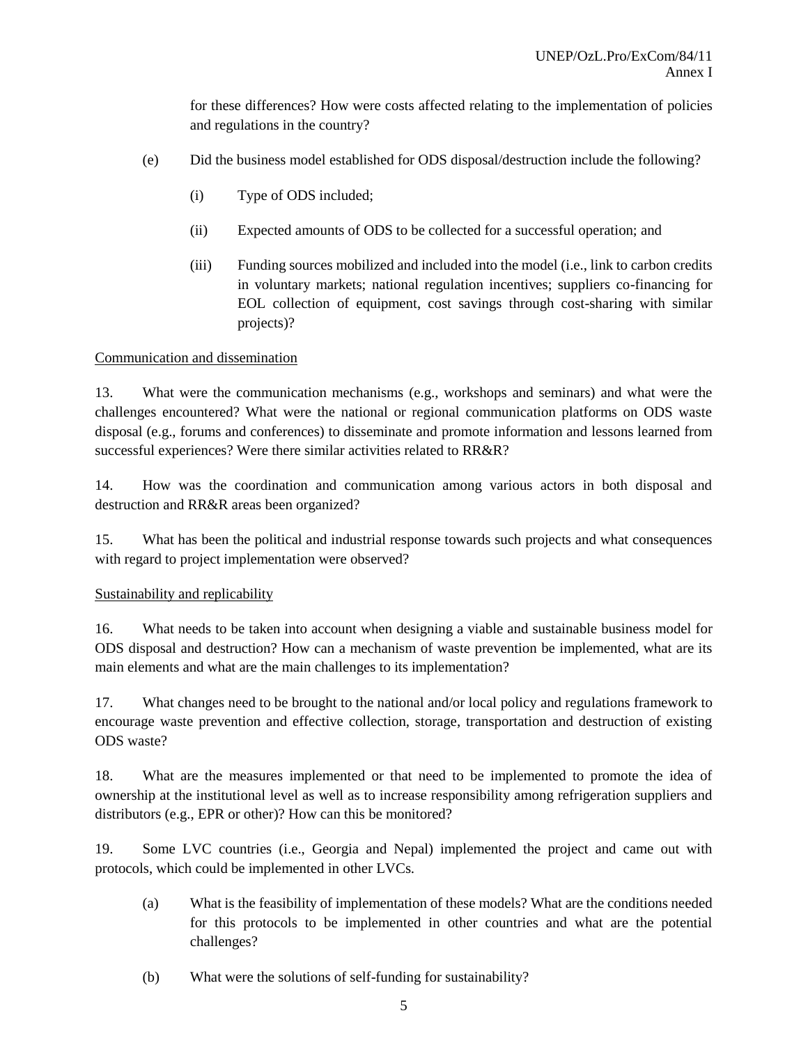for these differences? How were costs affected relating to the implementation of policies and regulations in the country?

(e) Did the business model established for ODS disposal/destruction include the following?

(i) Type of ODS included;

(ii) Expected amounts of ODS to be collected for a successful operation; and

(iii) Funding sources mobilized and included into the model (i.e., link to carbon credits in voluntary markets; national regulation incentives; suppliers co-financing for EOL collection of equipment, cost savings through cost-sharing with similar projects)?

<u>Communication and dissemination</u>

13. What were the communication mechanisms (e.g., workshops and seminars) and what were the challenges encountered? What were the national or regional communication platforms on ODS waste disposal (e.g., forums and conferences) to disseminate and promote information and lessons learned from successful experiences? Were there similar activities related to RR&R?

14. How was the coordination and communication among various actors in both disposal and destruction and RR&R areas been organized?

15. What has been the political and industrial response towards such projects and what consequences with regard to project implementation were observed?

<u>Sustainability and replicability</u>

16. What needs to be taken into account when designing a viable and sustainable business model for ODS disposal and destruction? How can a mechanism of waste prevention be implemented, what are its main elements and what are the main challenges to its implementation?

17. What changes need to be brought to the national and/or local policy and regulations framework to encourage waste prevention and effective collection, storage, transportation and destruction of existing ODS waste?

18. What are the measures implemented or that need to be implemented to promote the idea of ownership at the institutional level as well as to increase responsibility among refrigeration suppliers and distributors (e.g., EPR or other)? How can this be monitored?

19. Some LVC countries (i.e., Georgia and Nepal) implemented the project and came out with protocols, which could be implemented in other LVCs.

(a) What is the feasibility of implementation of these models? What are the conditions needed for this protocols to be implemented in other countries and what are the potential challenges?

(b) What were the solutions of self-funding for sustainability?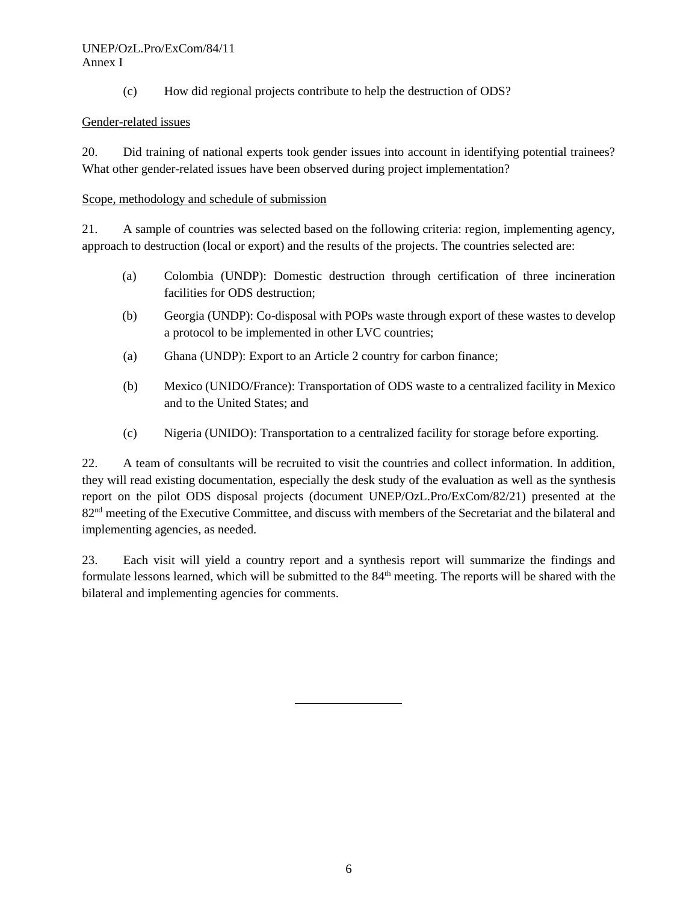(c) How did regional projects contribute to help the destruction of ODS?

Gender-related issues

20. Did training of national experts took gender issues into account in identifying potential trainees? What other gender-related issues have been observed during project implementation?

Scope, methodology and schedule of submission

21. A sample of countries was selected based on the following criteria: region, implementing agency, approach to destruction (local or export) and the results of the projects. The countries selected are:

(a) Colombia (UNDP): Domestic destruction through certification of three incineration facilities for ODS destruction;

(b) Georgia (UNDP): Co-disposal with POPs waste through export of these wastes to develop a protocol to be implemented in other LVC countries;

(a) Ghana (UNDP): Export to an Article 2 country for carbon finance;

(b) Mexico (UNIDO/France): Transportation of ODS waste to a centralized facility in Mexico and to the United States; and

(c) Nigeria (UNIDO): Transportation to a centralized facility for storage before exporting.

22. A team of consultants will be recruited to visit the countries and collect information. In addition, they will read existing documentation, especially the desk study of the evaluation as well as the synthesis report on the pilot ODS disposal projects (document UNEP/OzL.Pro/ExCom/82/21) presented at the 82nd meeting of the Executive Committee, and discuss with members of the Secretariat and the bilateral and implementing agencies, as needed.

23. Each visit will yield a country report and a synthesis report will summarize the findings and formulate lessons learned, which will be submitted to the 84th meeting. The reports will be shared with the bilateral and implementing agencies for comments.